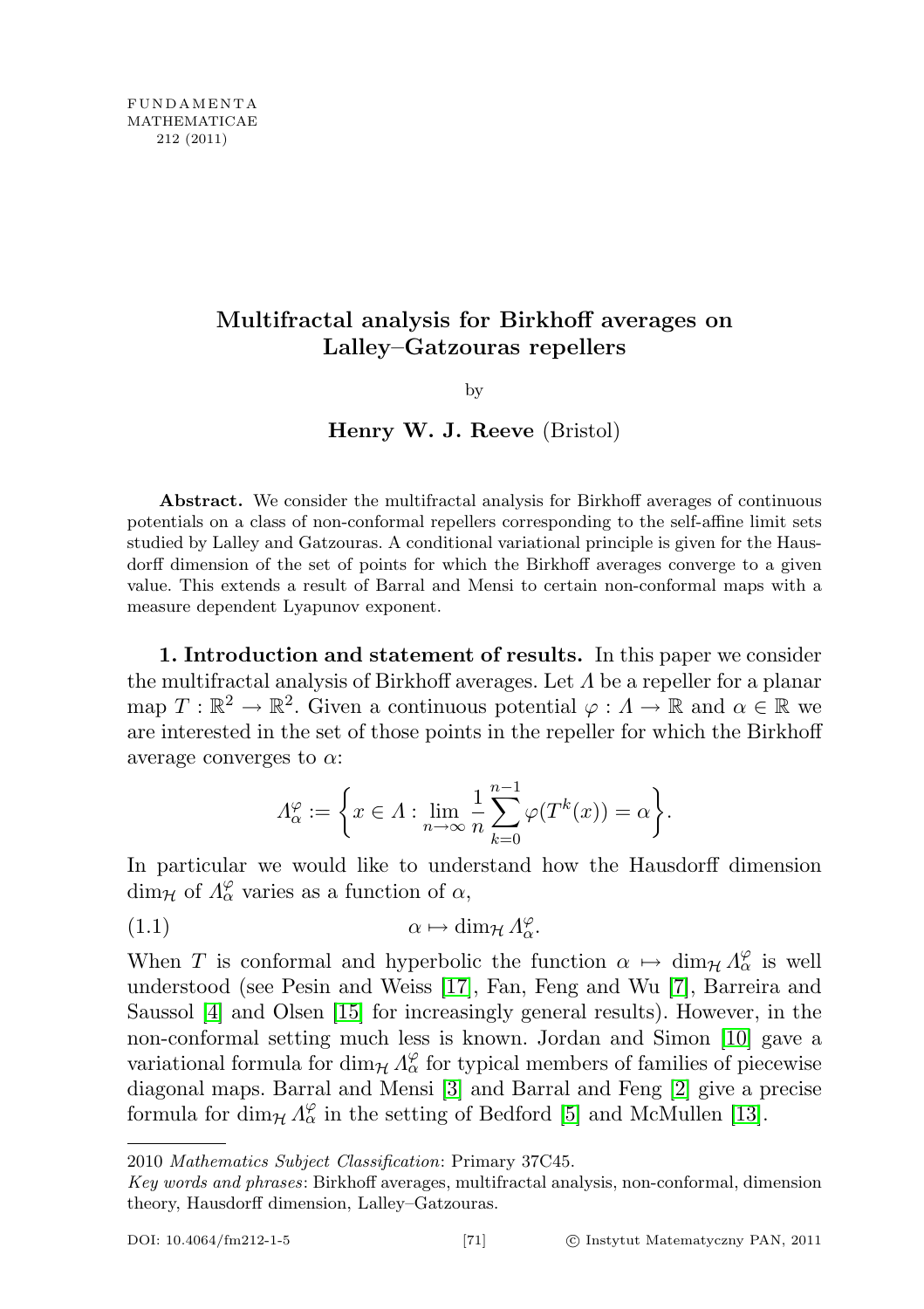# Multifractal analysis for Birkhoff averages on Lalley–Gatzouras repellers

by

**Henry W. J. Reeve** (Bristol)

**Abstract.** We consider the multifractal analysis for Birkhoff averages of continuous potentials on a class of non-conformal repellers corresponding to the self-affine limit sets studied by Lalley and Gatzouras. A conditional variational principle is given for the Hausdorff dimension of the set of points for which the Birkhoff averages converge to a given value. This extends a result of Barral and Mensi to certain non-conformal maps with a measure dependent Lyapunov exponent.

**1. Introduction and statement of results.** In this paper we consider the multifractal analysis of Birkhoff averages. Let $\Lambda$ be a repeller for a planar map $T : \mathbb{R}^2 \to \mathbb{R}^2$. Given a continuous potential $\varphi : \Lambda \to \mathbb{R}$ and $\alpha \in \mathbb{R}$ we are interested in the set of those points in the repeller for which the Birkhoff average converges to $\alpha$:

$$\Lambda_\alpha^\varphi := \left\{ x \in \Lambda : \lim_{n\to\infty} \frac{1}{n} \sum_{k=0}^{n-1} \varphi(T^k(x)) = \alpha \right\}.$$

In particular we would like to understand how the Hausdorff dimension $\dim_{\mathcal{H}}$ of $\Lambda_\alpha^\varphi$ varies as a function of $\alpha$,

$$\alpha \mapsto \dim_{\mathcal{H}} \Lambda_\alpha^\varphi. \tag{1.1}$$

When $T$ is conformal and hyperbolic the function $\alpha \mapsto \dim_{\mathcal{H}} \Lambda_\alpha^\varphi$ is well understood (see Pesin and Weiss [17], Fan, Feng and Wu [7], Barreira and Saussol [4] and Olsen [15] for increasingly general results). However, in the non-conformal setting much less is known. Jordan and Simon [10] gave a variational formula for $\dim_{\mathcal{H}} \Lambda_\alpha^\varphi$ for typical members of families of piecewise diagonal maps. Barral and Mensi [3] and Barral and Feng [2] give a precise formula for $\dim_{\mathcal{H}} \Lambda_\alpha^\varphi$ in the setting of Bedford [5] and McMullen [13].

---

2010 *Mathematics Subject Classification*: Primary 37C45.

*Key words and phrases*: Birkhoff averages, multifractal analysis, non-conformal, dimension theory, Hausdorff dimension, Lalley–Gatzouras.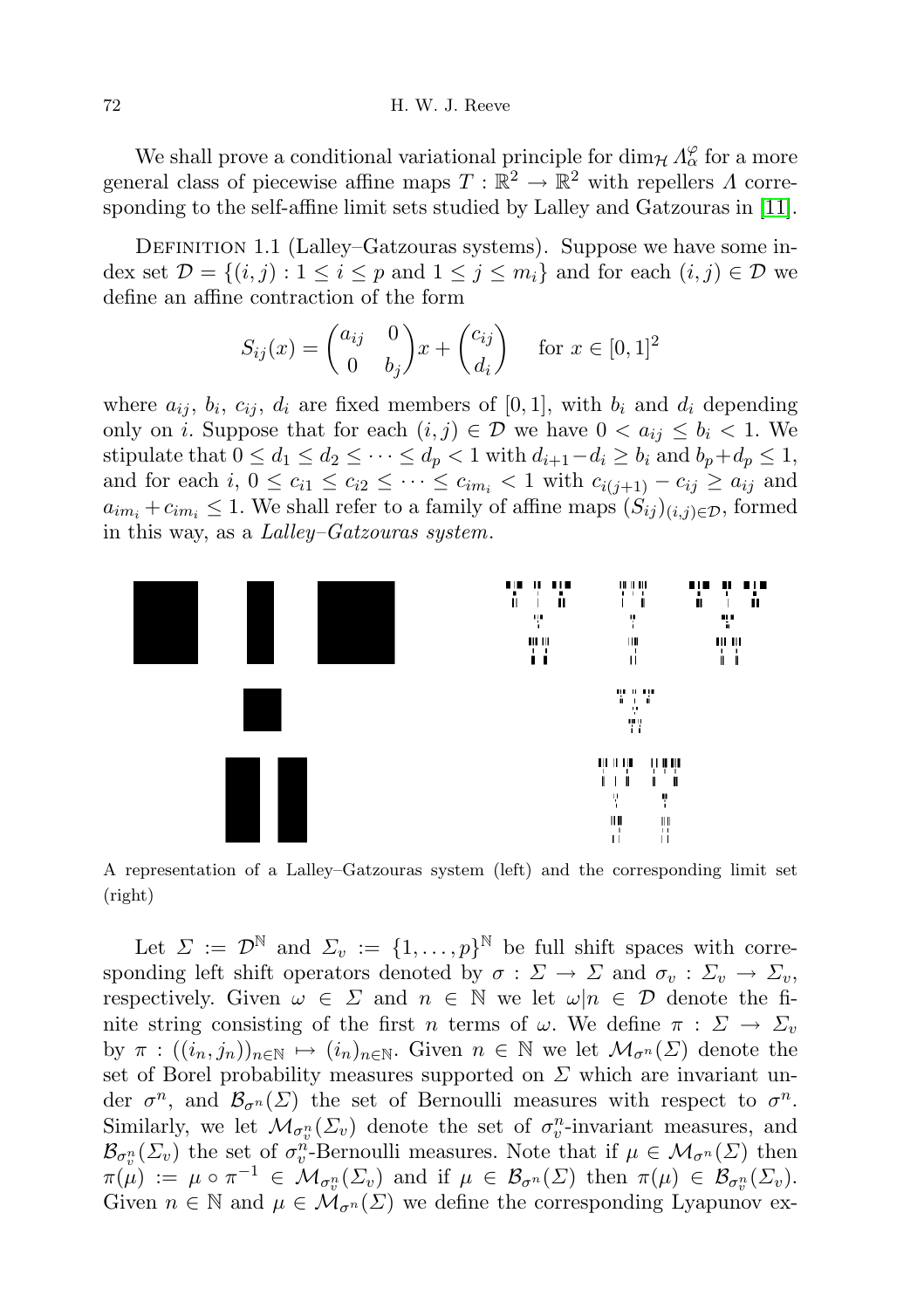We shall prove a conditional variational principle for $\dim_{\mathcal{H}} \Lambda_\alpha^\varphi$ for a more general class of piecewise affine maps $T : \mathbb{R}^2 \to \mathbb{R}^2$ with repellers $\Lambda$ corresponding to the self-affine limit sets studied by Lalley and Gatzouras in [11].

Definition 1.1 (Lalley–Gatzouras systems). Suppose we have some index set $\mathcal{D} = \{(i,j) : 1 \le i \le p \text{ and } 1 \le j \le m_i\}$ and for each $(i,j) \in \mathcal{D}$ we define an affine contraction of the form

$$S_{ij}(x) = \begin{pmatrix} a_{ij} & 0 \\ 0 & b_j \end{pmatrix} x + \begin{pmatrix} c_{ij} \\ d_i \end{pmatrix} \quad \text{for } x \in [0,1]^2$$

where $a_{ij}$, $b_i$, $c_{ij}$, $d_i$ are fixed members of $[0,1]$, with $b_i$ and $d_i$ depending only on $i$. Suppose that for each $(i,j) \in \mathcal{D}$ we have $0 < a_{ij} \le b_i < 1$. We stipulate that $0 \le d_1 \le d_2 \le \cdots \le d_p < 1$ with $d_{i+1} - d_i \ge b_i$ and $b_p + d_p \le 1$, and for each $i$, $0 \le c_{i1} \le c_{i2} \le \cdots \le c_{im_i} < 1$ with $c_{i(j+1)} - c_{ij} \ge a_{ij}$ and $a_{im_i} + c_{im_i} \le 1$. We shall refer to a family of affine maps $(S_{ij})_{(i,j)\in\mathcal{D}}$, formed in this way, as a *Lalley–Gatzouras system*.

A representation of a Lalley–Gatzouras system (left) and the corresponding limit set (right)

Let $\Sigma := \mathcal{D}^{\mathbb{N}}$ and $\Sigma_v := \{1, \dots, p\}^{\mathbb{N}}$ be full shift spaces with corresponding left shift operators denoted by $\sigma : \Sigma \to \Sigma$ and $\sigma_v : \Sigma_v \to \Sigma_v$, respectively. Given $\omega \in \Sigma$ and $n \in \mathbb{N}$ we let $\omega|n \in \mathcal{D}$ denote the finite string consisting of the first $n$ terms of $\omega$. We define $\pi : \Sigma \to \Sigma_v$ by $\pi : ((i_n, j_n))_{n\in\mathbb{N}} \mapsto (i_n)_{n\in\mathbb{N}}$. Given $n \in \mathbb{N}$ we let $\mathcal{M}_{\sigma^n}(\Sigma)$ denote the set of Borel probability measures supported on $\Sigma$ which are invariant under $\sigma^n$, and $\mathcal{B}_{\sigma^n}(\Sigma)$ the set of Bernoulli measures with respect to $\sigma^n$. Similarly, we let $\mathcal{M}_{\sigma_v^n}(\Sigma_v)$ denote the set of $\sigma_v^n$-invariant measures, and $\mathcal{B}_{\sigma_v^n}(\Sigma_v)$ the set of $\sigma_v^n$-Bernoulli measures. Note that if $\mu \in \mathcal{M}_{\sigma^n}(\Sigma)$ then $\pi(\mu) := \mu \circ \pi^{-1} \in \mathcal{M}_{\sigma_v^n}(\Sigma_v)$ and if $\mu \in \mathcal{B}_{\sigma^n}(\Sigma)$ then $\pi(\mu) \in \mathcal{B}_{\sigma_v^n}(\Sigma_v)$. Given $n \in \mathbb{N}$ and $\mu \in \mathcal{M}_{\sigma^n}(\Sigma)$ we define the corresponding Lyapunov ex-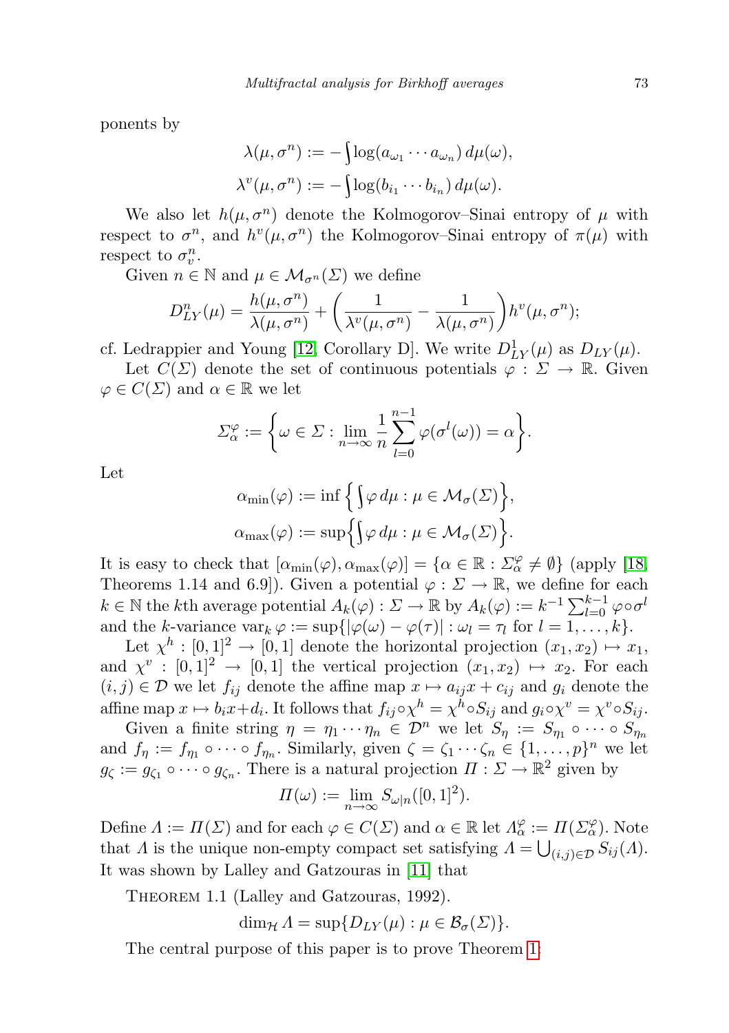ponents by

$$\lambda(\mu, \sigma^n) := -\int \log(a_{\omega_1} \cdots a_{\omega_n})\, d\mu(\omega),$$

$$\lambda^v(\mu, \sigma^n) := -\int \log(b_{i_1} \cdots b_{i_n})\, d\mu(\omega).$$

We also let $h(\mu, \sigma^n)$ denote the Kolmogorov–Sinai entropy of $\mu$ with respect to $\sigma^n$, and $h^v(\mu, \sigma^n)$ the Kolmogorov–Sinai entropy of $\pi(\mu)$ with respect to $\sigma_v^n$.

Given $n \in \mathbb{N}$ and $\mu \in \mathcal{M}_{\sigma^n}(\Sigma)$ we define

$$D_{LY}^n(\mu) = \frac{h(\mu, \sigma^n)}{\lambda(\mu, \sigma^n)} + \left(\frac{1}{\lambda^v(\mu, \sigma^n)} - \frac{1}{\lambda(\mu, \sigma^n)}\right) h^v(\mu, \sigma^n);$$

cf. Ledrappier and Young [12, Corollary D]. We write $D_{LY}^1(\mu)$ as $D_{LY}(\mu)$.

Let $C(\Sigma)$ denote the set of continuous potentials $\varphi : \Sigma \to \mathbb{R}$. Given $\varphi \in C(\Sigma)$ and $\alpha \in \mathbb{R}$ we let

$$\Sigma_\alpha^\varphi := \left\{ \omega \in \Sigma : \lim_{n \to \infty} \frac{1}{n} \sum_{l=0}^{n-1} \varphi(\sigma^l(\omega)) = \alpha \right\}.$$

Let

$$\alpha_{\min}(\varphi) := \inf \left\{ \int \varphi\, d\mu : \mu \in \mathcal{M}_\sigma(\Sigma) \right\},$$

$$\alpha_{\max}(\varphi) := \sup \left\{ \int \varphi\, d\mu : \mu \in \mathcal{M}_\sigma(\Sigma) \right\}.$$

It is easy to check that $[\alpha_{\min}(\varphi), \alpha_{\max}(\varphi)] = \{\alpha \in \mathbb{R} : \Sigma_\alpha^\varphi \neq \emptyset\}$ (apply [18, Theorems 1.14 and 6.9]). Given a potential $\varphi : \Sigma \to \mathbb{R}$, we define for each $k \in \mathbb{N}$ the $k$th average potential $A_k(\varphi) : \Sigma \to \mathbb{R}$ by $A_k(\varphi) := k^{-1} \sum_{l=0}^{k-1} \varphi \circ \sigma^l$ and the $k$-variance $\operatorname{var}_k \varphi := \sup\{|\varphi(\omega) - \varphi(\tau)| : \omega_l = \tau_l \text{ for } l = 1, \ldots, k\}$.

Let $\chi^h : [0,1]^2 \to [0,1]$ denote the horizontal projection $(x_1, x_2) \mapsto x_1$, and $\chi^v : [0,1]^2 \to [0,1]$ the vertical projection $(x_1, x_2) \mapsto x_2$. For each $(i,j) \in \mathcal{D}$ we let $f_{ij}$ denote the affine map $x \mapsto a_{ij}x + c_{ij}$ and $g_i$ denote the affine map $x \mapsto b_i x + d_i$. It follows that $f_{ij} \circ \chi^h = \chi^h \circ S_{ij}$ and $g_i \circ \chi^v = \chi^v \circ S_{ij}$.

Given a finite string $\eta = \eta_1 \cdots \eta_n \in \mathcal{D}^n$ we let $S_\eta := S_{\eta_1} \circ \cdots \circ S_{\eta_n}$ and $f_\eta := f_{\eta_1} \circ \cdots \circ f_{\eta_n}$. Similarly, given $\zeta = \zeta_1 \cdots \zeta_n \in \{1, \ldots, p\}^n$ we let $g_\zeta := g_{\zeta_1} \circ \cdots \circ g_{\zeta_n}$. There is a natural projection $\Pi : \Sigma \to \mathbb{R}^2$ given by

$$\Pi(\omega) := \lim_{n \to \infty} S_{\omega|n}([0,1]^2).$$

Define $\Lambda := \Pi(\Sigma)$ and for each $\varphi \in C(\Sigma)$ and $\alpha \in \mathbb{R}$ let $\Lambda_\alpha^\varphi := \Pi(\Sigma_\alpha^\varphi)$. Note that $\Lambda$ is the unique non-empty compact set satisfying $\Lambda = \bigcup_{(i,j) \in \mathcal{D}} S_{ij}(\Lambda)$. It was shown by Lalley and Gatzouras in [11] that

Theorem 1.1 (Lalley and Gatzouras, 1992).

$$\dim_{\mathcal{H}} \Lambda = \sup\{D_{LY}(\mu) : \mu \in \mathcal{B}_\sigma(\Sigma)\}.$$

The central purpose of this paper is to prove Theorem 1: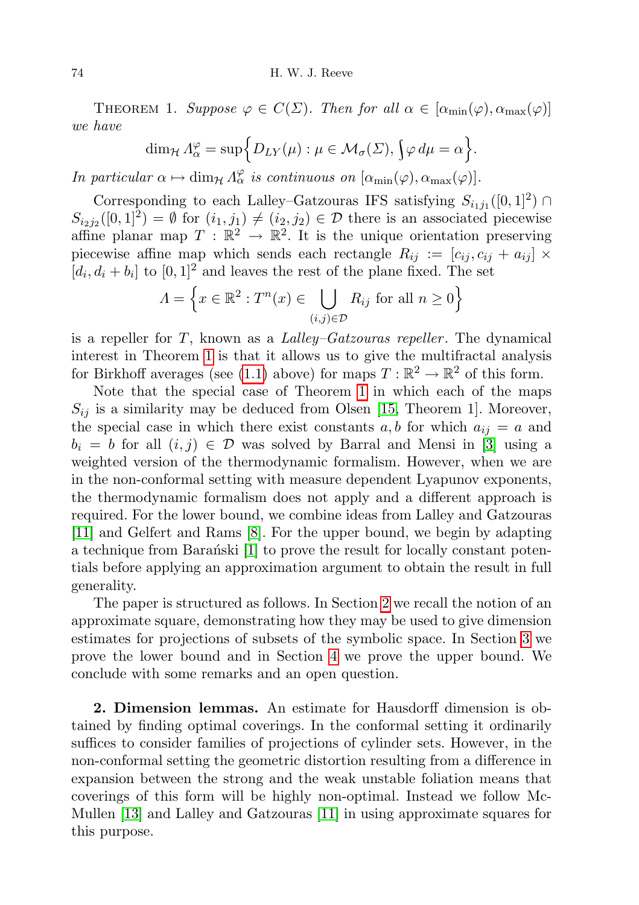THEOREM 1. *Suppose $\varphi \in C(\Sigma)$. Then for all $\alpha \in [\alpha_{\min}(\varphi), \alpha_{\max}(\varphi)]$ we have*

$$\dim_{\mathcal{H}} \Lambda_\alpha^\varphi = \sup\Big\{ D_{LY}(\mu) : \mu \in \mathcal{M}_\sigma(\Sigma), \int \varphi \, d\mu = \alpha \Big\}.$$

*In particular $\alpha \mapsto \dim_{\mathcal{H}} \Lambda_\alpha^\varphi$ is continuous on $[\alpha_{\min}(\varphi), \alpha_{\max}(\varphi)]$.*

Corresponding to each Lalley–Gatzouras IFS satisfying $S_{i_1 j_1}([0,1]^2) \cap S_{i_2 j_2}([0,1]^2) = \emptyset$ for $(i_1, j_1) \neq (i_2, j_2) \in \mathcal{D}$ there is an associated piecewise affine planar map $T : \mathbb{R}^2 \to \mathbb{R}^2$. It is the unique orientation preserving piecewise affine map which sends each rectangle $R_{ij} := [c_{ij}, c_{ij} + a_{ij}] \times [d_i, d_i + b_i]$ to $[0,1]^2$ and leaves the rest of the plane fixed. The set

$$\Lambda = \Big\{ x \in \mathbb{R}^2 : T^n(x) \in \bigcup_{(i,j) \in \mathcal{D}} R_{ij} \text{ for all } n \geq 0 \Big\}$$

is a repeller for $T$, known as a *Lalley–Gatzouras repeller*. The dynamical interest in Theorem 1 is that it allows us to give the multifractal analysis for Birkhoff averages (see (1.1) above) for maps $T : \mathbb{R}^2 \to \mathbb{R}^2$ of this form.

Note that the special case of Theorem 1 in which each of the maps $S_{ij}$ is a similarity may be deduced from Olsen [15, Theorem 1]. Moreover, the special case in which there exist constants $a, b$ for which $a_{ij} = a$ and $b_i = b$ for all $(i,j) \in \mathcal{D}$ was solved by Barral and Mensi in [3] using a weighted version of the thermodynamic formalism. However, when we are in the non-conformal setting with measure dependent Lyapunov exponents, the thermodynamic formalism does not apply and a different approach is required. For the lower bound, we combine ideas from Lalley and Gatzouras [11] and Gelfert and Rams [8]. For the upper bound, we begin by adapting a technique from Barański [1] to prove the result for locally constant potentials before applying an approximation argument to obtain the result in full generality.

The paper is structured as follows. In Section 2 we recall the notion of an approximate square, demonstrating how they may be used to give dimension estimates for projections of subsets of the symbolic space. In Section 3 we prove the lower bound and in Section 4 we prove the upper bound. We conclude with some remarks and an open question.

**2. Dimension lemmas.** An estimate for Hausdorff dimension is obtained by finding optimal coverings. In the conformal setting it ordinarily suffices to consider families of projections of cylinder sets. However, in the non-conformal setting the geometric distortion resulting from a difference in expansion between the strong and the weak unstable foliation means that coverings of this form will be highly non-optimal. Instead we follow McMullen [13] and Lalley and Gatzouras [11] in using approximate squares for this purpose.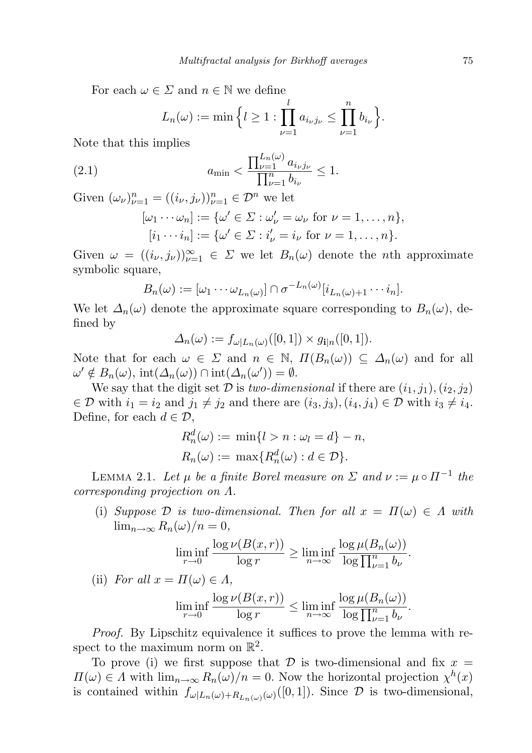For each $\omega \in \Sigma$ and $n \in \mathbb{N}$ we define

$$L_n(\omega) := \min\Big\{l \geq 1 : \prod_{\nu=1}^{l} a_{i_\nu j_\nu} \leq \prod_{\nu=1}^{n} b_{i_\nu}\Big\}.$$

Note that this implies

$$a_{\min} < \frac{\prod_{\nu=1}^{L_n(\omega)} a_{i_\nu j_\nu}}{\prod_{\nu=1}^{n} b_{i_\nu}} \leq 1. \tag{2.1}$$

Given $(\omega_\nu)_{\nu=1}^n = ((i_\nu, j_\nu))_{\nu=1}^n \in \mathcal{D}^n$ we let

$$[\omega_1 \cdots \omega_n] := \{\omega' \in \Sigma : \omega'_\nu = \omega_\nu \text{ for } \nu = 1, \ldots, n\},$$
$$[i_1 \cdots i_n] := \{\omega' \in \Sigma : i'_\nu = i_\nu \text{ for } \nu = 1, \ldots, n\}.$$

Given $\omega = ((i_\nu, j_\nu))_{\nu=1}^\infty \in \Sigma$ we let $B_n(\omega)$ denote the $n$th approximate symbolic square,

$$B_n(\omega) := [\omega_1 \cdots \omega_{L_n(\omega)}] \cap \sigma^{-L_n(\omega)}[i_{L_n(\omega)+1} \cdots i_n].$$

We let $\Delta_n(\omega)$ denote the approximate square corresponding to $B_n(\omega)$, defined by

$$\Delta_n(\omega) := f_{\omega|L_n(\omega)}([0,1]) \times g_{\mathbf{i}|n}([0,1]).$$

Note that for each $\omega \in \Sigma$ and $n \in \mathbb{N}$, $\Pi(B_n(\omega)) \subseteq \Delta_n(\omega)$ and for all $\omega' \notin B_n(\omega)$, $\operatorname{int}(\Delta_n(\omega)) \cap \operatorname{int}(\Delta_n(\omega')) = \emptyset$.

We say that the digit set $\mathcal{D}$ is *two-dimensional* if there are $(i_1, j_1), (i_2, j_2) \in \mathcal{D}$ with $i_1 = i_2$ and $j_1 \neq j_2$ and there are $(i_3, j_3), (i_4, j_4) \in \mathcal{D}$ with $i_3 \neq i_4$. Define, for each $d \in \mathcal{D}$,

$$R_n^d(\omega) := \min\{l > n : \omega_l = d\} - n,$$
$$R_n(\omega) := \max\{R_n^d(\omega) : d \in \mathcal{D}\}.$$

Lemma 2.1. *Let $\mu$ be a finite Borel measure on $\Sigma$ and $\nu := \mu \circ \Pi^{-1}$ the corresponding projection on $\Lambda$.*

(i) *Suppose $\mathcal{D}$ is two-dimensional. Then for all $x = \Pi(\omega) \in \Lambda$ with $\lim_{n\to\infty} R_n(\omega)/n = 0$,*

$$\liminf_{r\to 0} \frac{\log \nu(B(x,r))}{\log r} \geq \liminf_{n\to\infty} \frac{\log \mu(B_n(\omega))}{\log \prod_{\nu=1}^n b_\nu}.$$

(ii) *For all $x = \Pi(\omega) \in \Lambda$,*

$$\liminf_{r\to 0} \frac{\log \nu(B(x,r))}{\log r} \leq \liminf_{n\to\infty} \frac{\log \mu(B_n(\omega))}{\log \prod_{\nu=1}^n b_\nu}.$$

*Proof.* By Lipschitz equivalence it suffices to prove the lemma with respect to the maximum norm on $\mathbb{R}^2$.

To prove (i) we first suppose that $\mathcal{D}$ is two-dimensional and fix $x = \Pi(\omega) \in \Lambda$ with $\lim_{n\to\infty} R_n(\omega)/n = 0$. Now the horizontal projection $\chi^h(x)$ is contained within $f_{\omega|L_n(\omega)+R_{L_n(\omega)}(\omega)}([0,1])$. Since $\mathcal{D}$ is two-dimensional,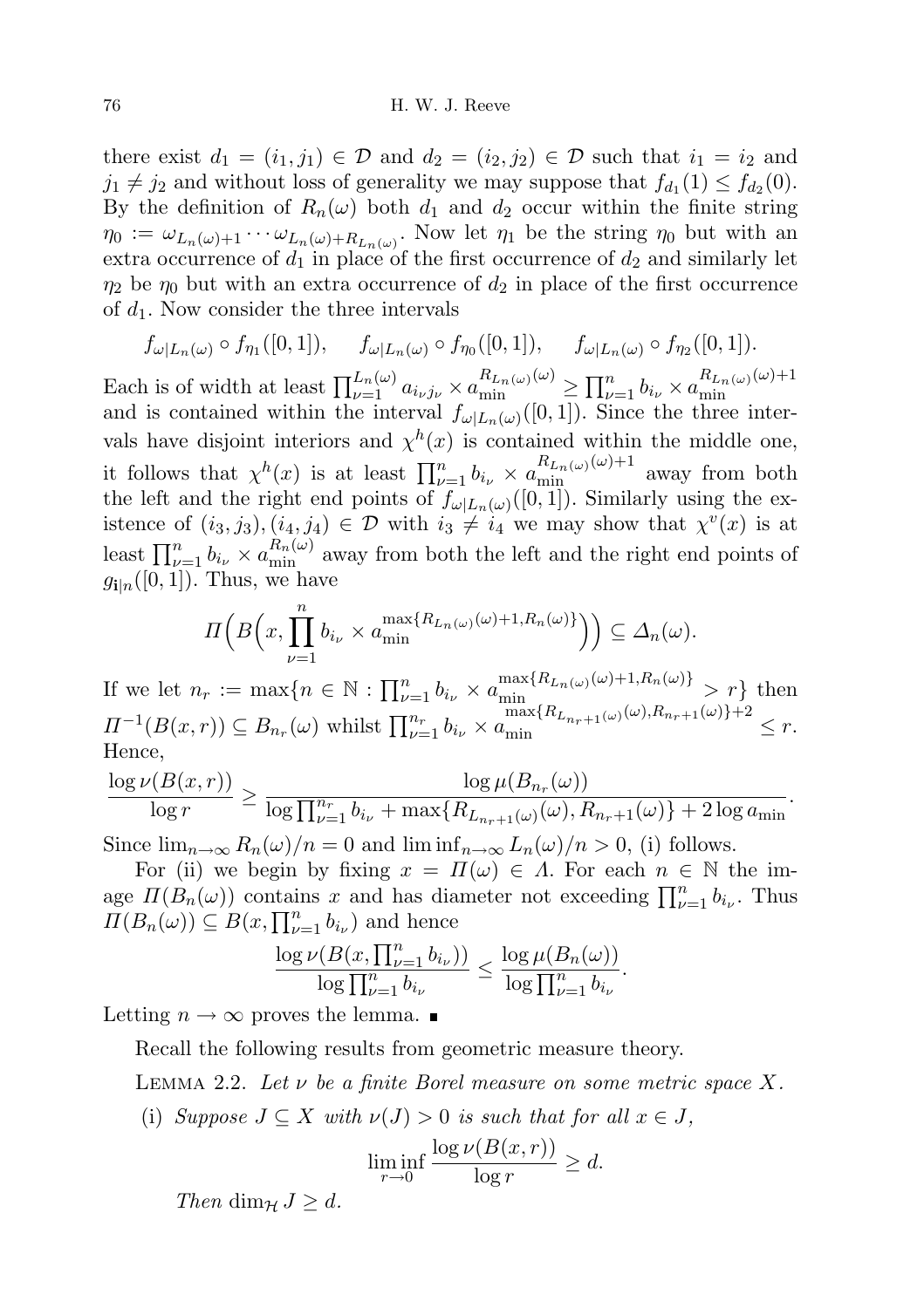there exist $d_1 = (i_1, j_1) \in \mathcal{D}$ and $d_2 = (i_2, j_2) \in \mathcal{D}$ such that $i_1 = i_2$ and $j_1 \neq j_2$ and without loss of generality we may suppose that $f_{d_1}(1) \leq f_{d_2}(0)$. By the definition of $R_n(\omega)$ both $d_1$ and $d_2$ occur within the finite string $\eta_0 := \omega_{L_n(\omega)+1} \cdots \omega_{L_n(\omega)+R_{L_n(\omega)}}$. Now let $\eta_1$ be the string $\eta_0$ but with an extra occurrence of $d_1$ in place of the first occurrence of $d_2$ and similarly let $\eta_2$ be $\eta_0$ but with an extra occurrence of $d_2$ in place of the first occurrence of $d_1$. Now consider the three intervals

$$f_{\omega|L_n(\omega)} \circ f_{\eta_1}([0,1]), \quad f_{\omega|L_n(\omega)} \circ f_{\eta_0}([0,1]), \quad f_{\omega|L_n(\omega)} \circ f_{\eta_2}([0,1]).$$

Each is of width at least $\prod_{\nu=1}^{L_n(\omega)} a_{i_\nu j_\nu} \times a_{\min}^{R_{L_n(\omega)}(\omega)} \geq \prod_{\nu=1}^{n} b_{i_\nu} \times a_{\min}^{R_{L_n(\omega)}(\omega)+1}$ and is contained within the interval $f_{\omega|L_n(\omega)}([0,1])$. Since the three intervals have disjoint interiors and $\chi^h(x)$ is contained within the middle one, it follows that $\chi^h(x)$ is at least $\prod_{\nu=1}^{n} b_{i_\nu} \times a_{\min}^{R_{L_n(\omega)}(\omega)+1}$ away from both the left and the right end points of $f_{\omega|L_n(\omega)}([0,1])$. Similarly using the existence of $(i_3, j_3), (i_4, j_4) \in \mathcal{D}$ with $i_3 \neq i_4$ we may show that $\chi^v(x)$ is at least $\prod_{\nu=1}^{n} b_{i_\nu} \times a_{\min}^{R_n(\omega)}$ away from both the left and the right end points of $g_{\mathbf{i}|n}([0,1])$. Thus, we have

$$\Pi\Big(B\Big(x, \prod_{\nu=1}^{n} b_{i_\nu} \times a_{\min}^{\max\{R_{L_n(\omega)}(\omega)+1, R_n(\omega)\}}\Big)\Big) \subseteq \Delta_n(\omega).$$

If we let $n_r := \max\{n \in \mathbb{N} : \prod_{\nu=1}^{n} b_{i_\nu} \times a_{\min}^{\max\{R_{L_n(\omega)}(\omega)+1, R_n(\omega)\}} > r\}$ then $\Pi^{-1}(B(x,r)) \subseteq B_{n_r}(\omega)$ whilst $\prod_{\nu=1}^{n_r} b_{i_\nu} \times a_{\min}^{\max\{R_{L_{n_r+1}(\omega)}(\omega), R_{n_r+1}(\omega)\}+2} \leq r$. Hence,

$$\frac{\log \nu(B(x,r))}{\log r} \geq \frac{\log \mu(B_{n_r}(\omega))}{\log \prod_{\nu=1}^{n_r} b_{i_\nu} + \max\{R_{L_{n_r+1}(\omega)}(\omega), R_{n_r+1}(\omega)\} + 2\log a_{\min}}.$$

Since $\lim_{n\to\infty} R_n(\omega)/n = 0$ and $\liminf_{n\to\infty} L_n(\omega)/n > 0$, (i) follows.

For (ii) we begin by fixing $x = \Pi(\omega) \in \Lambda$. For each $n \in \mathbb{N}$ the image $\Pi(B_n(\omega))$ contains $x$ and has diameter not exceeding $\prod_{\nu=1}^{n} b_{i_\nu}$. Thus $\Pi(B_n(\omega)) \subseteq B(x, \prod_{\nu=1}^{n} b_{i_\nu})$ and hence

$$\frac{\log \nu(B(x, \prod_{\nu=1}^{n} b_{i_\nu}))}{\log \prod_{\nu=1}^{n} b_{i_\nu}} \leq \frac{\log \mu(B_n(\omega))}{\log \prod_{\nu=1}^{n} b_{i_\nu}}.$$

Letting $n \to \infty$ proves the lemma. ∎

Recall the following results from geometric measure theory.

Lemma 2.2. *Let $\nu$ be a finite Borel measure on some metric space $X$.*

(i) *Suppose $J \subseteq X$ with $\nu(J) > 0$ is such that for all $x \in J$,*

$$\liminf_{r\to 0} \frac{\log \nu(B(x,r))}{\log r} \geq d.$$

*Then $\dim_{\mathcal{H}} J \geq d$.*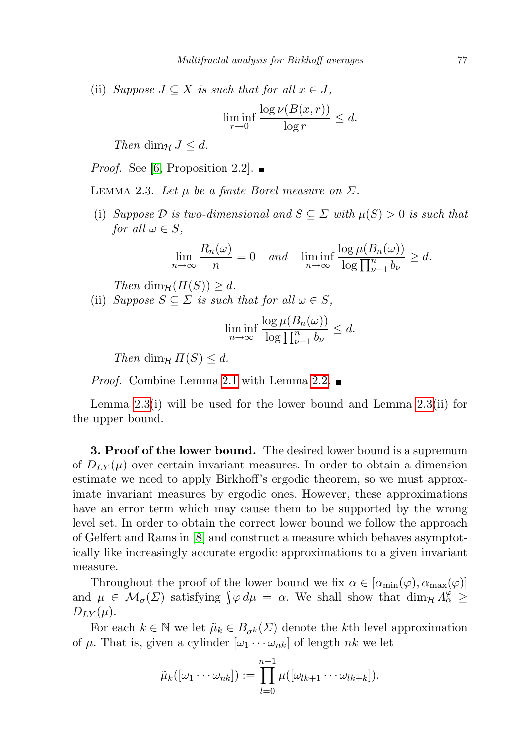(ii) *Suppose $J \subseteq X$ is such that for all $x \in J$,*

$$\liminf_{r \to 0} \frac{\log \nu(B(x,r))}{\log r} \leq d.$$

*Then $\dim_{\mathcal{H}} J \leq d$.*

*Proof.* See [6, Proposition 2.2]. ∎

LEMMA 2.3. *Let $\mu$ be a finite Borel measure on $\Sigma$.*

(i) *Suppose $\mathcal{D}$ is two-dimensional and $S \subseteq \Sigma$ with $\mu(S) > 0$ is such that for all $\omega \in S$,*

$$\lim_{n \to \infty} \frac{R_n(\omega)}{n} = 0 \quad \text{and} \quad \liminf_{n \to \infty} \frac{\log \mu(B_n(\omega))}{\log \prod_{\nu=1}^{n} b_\nu} \geq d.$$

*Then $\dim_{\mathcal{H}}(\Pi(S)) \geq d$.*

(ii) *Suppose $S \subseteq \Sigma$ is such that for all $\omega \in S$,*

$$\liminf_{n \to \infty} \frac{\log \mu(B_n(\omega))}{\log \prod_{\nu=1}^{n} b_\nu} \leq d.$$

*Then $\dim_{\mathcal{H}} \Pi(S) \leq d$.*

*Proof.* Combine Lemma 2.1 with Lemma 2.2. ∎

Lemma 2.3(i) will be used for the lower bound and Lemma 2.3(ii) for the upper bound.

**3. Proof of the lower bound.** The desired lower bound is a supremum of $D_{LY}(\mu)$ over certain invariant measures. In order to obtain a dimension estimate we need to apply Birkhoff's ergodic theorem, so we must approximate invariant measures by ergodic ones. However, these approximations have an error term which may cause them to be supported by the wrong level set. In order to obtain the correct lower bound we follow the approach of Gelfert and Rams in [8] and construct a measure which behaves asymptotically like increasingly accurate ergodic approximations to a given invariant measure.

Throughout the proof of the lower bound we fix $\alpha \in [\alpha_{\min}(\varphi), \alpha_{\max}(\varphi)]$ and $\mu \in \mathcal{M}_\sigma(\Sigma)$ satisfying $\int \varphi \, d\mu = \alpha$. We shall show that $\dim_{\mathcal{H}} \Lambda_\alpha^\varphi \geq D_{LY}(\mu)$.

For each $k \in \mathbb{N}$ we let $\tilde{\mu}_k \in B_{\sigma^k}(\Sigma)$ denote the $k$th level approximation of $\mu$. That is, given a cylinder $[\omega_1 \cdots \omega_{nk}]$ of length $nk$ we let

$$\tilde{\mu}_k([\omega_1 \cdots \omega_{nk}]) := \prod_{l=0}^{n-1} \mu([\omega_{lk+1} \cdots \omega_{lk+k}]).$$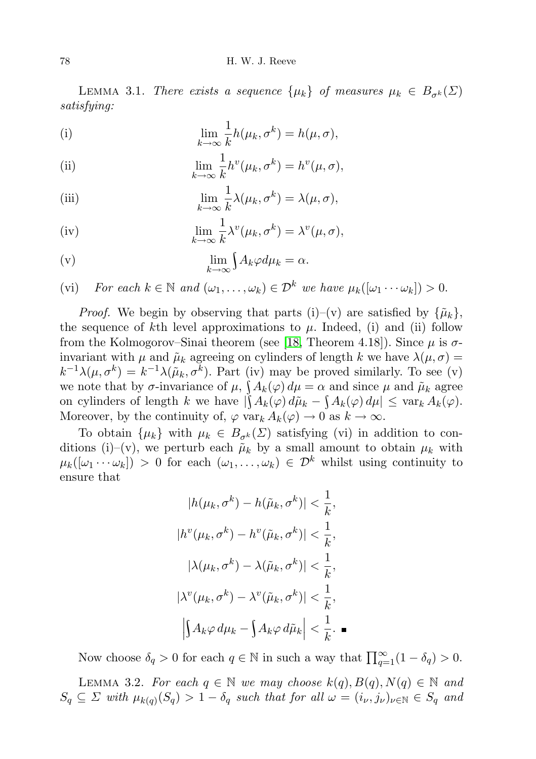LEMMA 3.1. *There exists a sequence $\{\mu_k\}$ of measures $\mu_k \in B_{\sigma^k}(\Sigma)$ satisfying:*

(i) $$\lim_{k\to\infty} \frac{1}{k} h(\mu_k, \sigma^k) = h(\mu, \sigma),$$

(ii) $$\lim_{k\to\infty} \frac{1}{k} h^v(\mu_k, \sigma^k) = h^v(\mu, \sigma),$$

(iii) $$\lim_{k\to\infty} \frac{1}{k} \lambda(\mu_k, \sigma^k) = \lambda(\mu, \sigma),$$

(iv) $$\lim_{k\to\infty} \frac{1}{k} \lambda^v(\mu_k, \sigma^k) = \lambda^v(\mu, \sigma),$$

(v) $$\lim_{k\to\infty} \int A_k \varphi d\mu_k = \alpha.$$

(vi) *For each $k \in \mathbb{N}$ and $(\omega_1, \ldots, \omega_k) \in \mathcal{D}^k$ we have $\mu_k([\omega_1 \cdots \omega_k]) > 0$.*

*Proof.* We begin by observing that parts (i)–(v) are satisfied by $\{\tilde{\mu}_k\}$, the sequence of $k$th level approximations to $\mu$. Indeed, (i) and (ii) follow from the Kolmogorov–Sinai theorem (see [18, Theorem 4.18]). Since $\mu$ is $\sigma$-invariant with $\mu$ and $\tilde{\mu}_k$ agreeing on cylinders of length $k$ we have $\lambda(\mu, \sigma) = k^{-1}\lambda(\mu, \sigma^k) = k^{-1}\lambda(\tilde{\mu}_k, \sigma^k)$. Part (iv) may be proved similarly. To see (v) we note that by $\sigma$-invariance of $\mu$, $\int A_k(\varphi)\, d\mu = \alpha$ and since $\mu$ and $\tilde{\mu}_k$ agree on cylinders of length $k$ we have $|\int A_k(\varphi)\, d\tilde{\mu}_k - \int A_k(\varphi)\, d\mu| \leq \mathrm{var}_k\, A_k(\varphi)$. Moreover, by the continuity of, $\varphi$ $\mathrm{var}_k\, A_k(\varphi) \to 0$ as $k \to \infty$.

To obtain $\{\mu_k\}$ with $\mu_k \in B_{\sigma^k}(\Sigma)$ satisfying (vi) in addition to conditions (i)–(v), we perturb each $\tilde{\mu}_k$ by a small amount to obtain $\mu_k$ with $\mu_k([\omega_1 \cdots \omega_k]) > 0$ for each $(\omega_1, \ldots, \omega_k) \in \mathcal{D}^k$ whilst using continuity to ensure that

$$|h(\mu_k, \sigma^k) - h(\tilde{\mu}_k, \sigma^k)| < \frac{1}{k},$$

$$|h^v(\mu_k, \sigma^k) - h^v(\tilde{\mu}_k, \sigma^k)| < \frac{1}{k},$$

$$|\lambda(\mu_k, \sigma^k) - \lambda(\tilde{\mu}_k, \sigma^k)| < \frac{1}{k},$$

$$|\lambda^v(\mu_k, \sigma^k) - \lambda^v(\tilde{\mu}_k, \sigma^k)| < \frac{1}{k},$$

$$\left|\int A_k \varphi\, d\mu_k - \int A_k \varphi\, d\tilde{\mu}_k\right| < \frac{1}{k}. \quad \blacksquare$$

Now choose $\delta_q > 0$ for each $q \in \mathbb{N}$ in such a way that $\prod_{q=1}^{\infty}(1 - \delta_q) > 0$.

LEMMA 3.2. *For each $q \in \mathbb{N}$ we may choose $k(q), B(q), N(q) \in \mathbb{N}$ and $S_q \subseteq \Sigma$ with $\mu_{k(q)}(S_q) > 1 - \delta_q$ such that for all $\omega = (i_\nu, j_\nu)_{\nu\in\mathbb{N}} \in S_q$ and*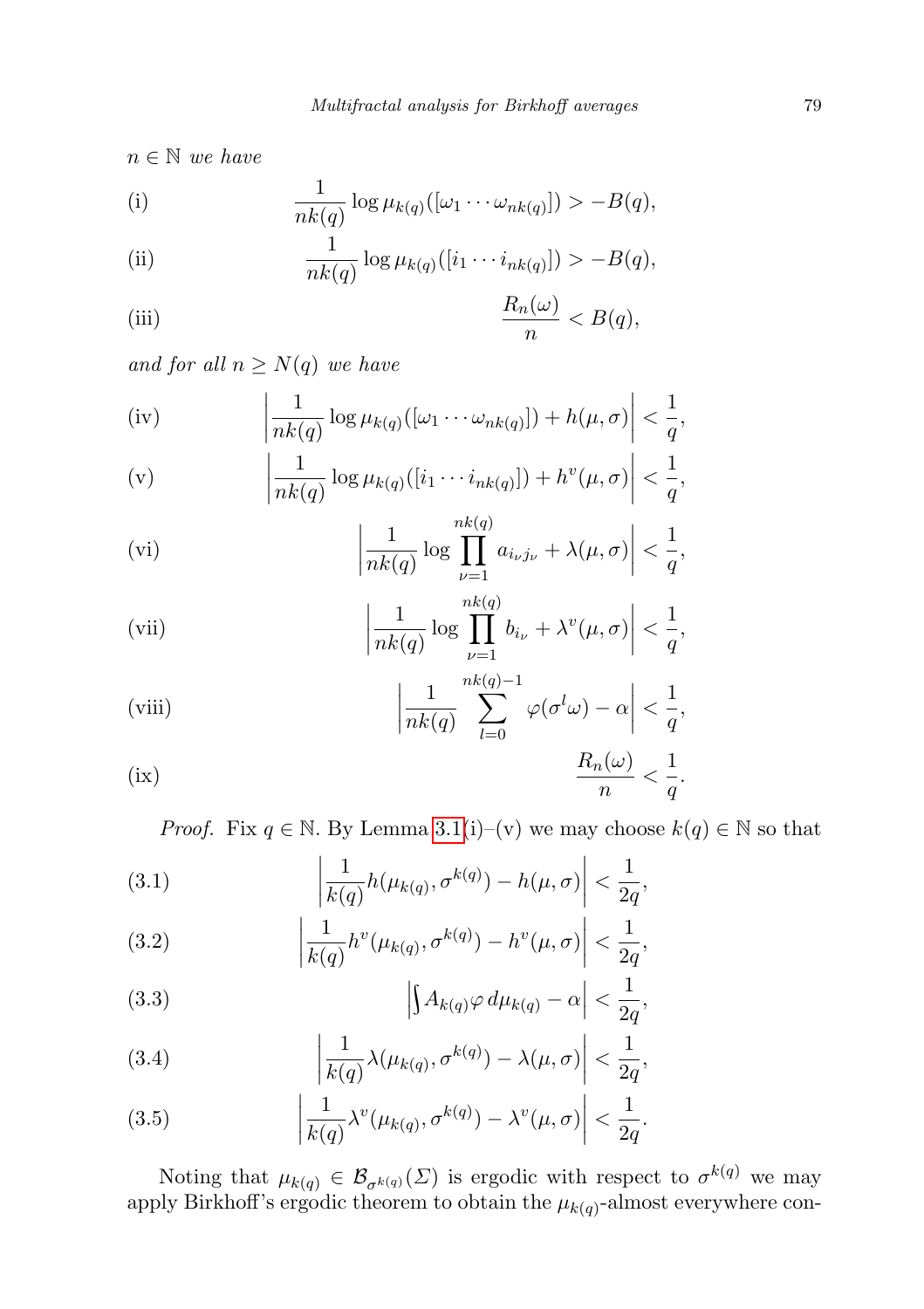$n \in \mathbb{N}$ *we have*

$$\text{(i)} \qquad \frac{1}{nk(q)} \log \mu_{k(q)}([\omega_1 \cdots \omega_{nk(q)}]) > -B(q),$$

$$\text{(ii)} \qquad \frac{1}{nk(q)} \log \mu_{k(q)}([i_1 \cdots i_{nk(q)}]) > -B(q),$$

$$\text{(iii)} \qquad \frac{R_n(\omega)}{n} < B(q),$$

*and for all* $n \geq N(q)$ *we have*

$$\text{(iv)} \qquad \left| \frac{1}{nk(q)} \log \mu_{k(q)}([\omega_1 \cdots \omega_{nk(q)}]) + h(\mu, \sigma) \right| < \frac{1}{q},$$

$$\text{(v)} \qquad \left| \frac{1}{nk(q)} \log \mu_{k(q)}([i_1 \cdots i_{nk(q)}]) + h^v(\mu, \sigma) \right| < \frac{1}{q},$$

$$\text{(vi)} \qquad \left| \frac{1}{nk(q)} \log \prod_{\nu=1}^{nk(q)} a_{i_\nu j_\nu} + \lambda(\mu, \sigma) \right| < \frac{1}{q},$$

$$\text{(vii)} \qquad \left| \frac{1}{nk(q)} \log \prod_{\nu=1}^{nk(q)} b_{i_\nu} + \lambda^v(\mu, \sigma) \right| < \frac{1}{q},$$

$$\text{(viii)} \qquad \left| \frac{1}{nk(q)} \sum_{l=0}^{nk(q)-1} \varphi(\sigma^l \omega) - \alpha \right| < \frac{1}{q},$$

$$\text{(ix)} \qquad \frac{R_n(\omega)}{n} < \frac{1}{q}.$$

*Proof.* Fix $q \in \mathbb{N}$. By Lemma 3.1(i)–(v) we may choose $k(q) \in \mathbb{N}$ so that

$$\left| \frac{1}{k(q)} h(\mu_{k(q)}, \sigma^{k(q)}) - h(\mu, \sigma) \right| < \frac{1}{2q}, \tag{3.1}$$

$$\left| \frac{1}{k(q)} h^v(\mu_{k(q)}, \sigma^{k(q)}) - h^v(\mu, \sigma) \right| < \frac{1}{2q}, \tag{3.2}$$

$$\left| \int A_{k(q)} \varphi \, d\mu_{k(q)} - \alpha \right| < \frac{1}{2q}, \tag{3.3}$$

$$\left| \frac{1}{k(q)} \lambda(\mu_{k(q)}, \sigma^{k(q)}) - \lambda(\mu, \sigma) \right| < \frac{1}{2q}, \tag{3.4}$$

$$\left| \frac{1}{k(q)} \lambda^v(\mu_{k(q)}, \sigma^{k(q)}) - \lambda^v(\mu, \sigma) \right| < \frac{1}{2q}. \tag{3.5}$$

Noting that $\mu_{k(q)} \in \mathcal{B}_{\sigma^{k(q)}}(\Sigma)$ is ergodic with respect to $\sigma^{k(q)}$ we may apply Birkhoff's ergodic theorem to obtain the $\mu_{k(q)}$-almost everywhere con-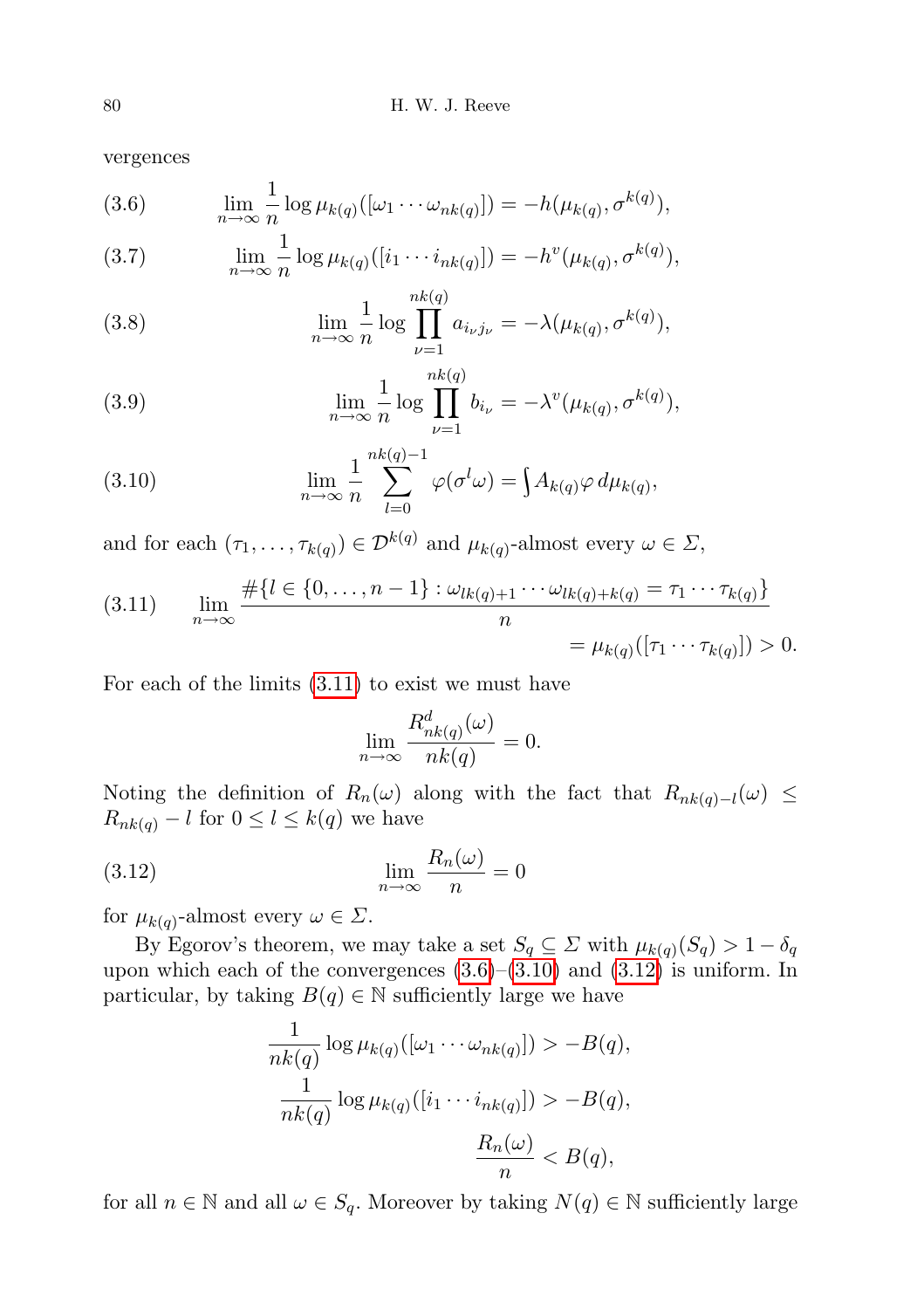vergences

$$\lim_{n\to\infty} \frac{1}{n} \log \mu_{k(q)}([\omega_1 \cdots \omega_{nk(q)}]) = -h(\mu_{k(q)}, \sigma^{k(q)}), \tag{3.6}$$

$$\lim_{n\to\infty} \frac{1}{n} \log \mu_{k(q)}([i_1 \cdots i_{nk(q)}]) = -h^v(\mu_{k(q)}, \sigma^{k(q)}), \tag{3.7}$$

$$\lim_{n\to\infty} \frac{1}{n} \log \prod_{\nu=1}^{nk(q)} a_{i_\nu j_\nu} = -\lambda(\mu_{k(q)}, \sigma^{k(q)}), \tag{3.8}$$

$$\lim_{n\to\infty} \frac{1}{n} \log \prod_{\nu=1}^{nk(q)} b_{i_\nu} = -\lambda^v(\mu_{k(q)}, \sigma^{k(q)}), \tag{3.9}$$

$$\lim_{n\to\infty} \frac{1}{n} \sum_{l=0}^{nk(q)-1} \varphi(\sigma^l \omega) = \int A_{k(q)} \varphi \, d\mu_{k(q)}, \tag{3.10}$$

and for each $(\tau_1, \ldots, \tau_{k(q)}) \in \mathcal{D}^{k(q)}$ and $\mu_{k(q)}$-almost every $\omega \in \Sigma$,

$$\lim_{n\to\infty} \frac{\#\{l \in \{0, \ldots, n-1\} : \omega_{lk(q)+1} \cdots \omega_{lk(q)+k(q)} = \tau_1 \cdots \tau_{k(q)}\}}{n} = \mu_{k(q)}([\tau_1 \cdots \tau_{k(q)}]) > 0. \tag{3.11}$$

For each of the limits (3.11) to exist we must have

$$\lim_{n\to\infty} \frac{R^d_{nk(q)}(\omega)}{nk(q)} = 0.$$

Noting the definition of $R_n(\omega)$ along with the fact that $R_{nk(q)-l}(\omega) \leq R_{nk(q)} - l$ for $0 \leq l \leq k(q)$ we have

$$\lim_{n\to\infty} \frac{R_n(\omega)}{n} = 0 \tag{3.12}$$

for $\mu_{k(q)}$-almost every $\omega \in \Sigma$.

By Egorov's theorem, we may take a set $S_q \subseteq \Sigma$ with $\mu_{k(q)}(S_q) > 1 - \delta_q$ upon which each of the convergences (3.6)–(3.10) and (3.12) is uniform. In particular, by taking $B(q) \in \mathbb{N}$ sufficiently large we have

$$\frac{1}{nk(q)} \log \mu_{k(q)}([\omega_1 \cdots \omega_{nk(q)}]) > -B(q),$$
$$\frac{1}{nk(q)} \log \mu_{k(q)}([i_1 \cdots i_{nk(q)}]) > -B(q),$$
$$\frac{R_n(\omega)}{n} < B(q),$$

for all $n \in \mathbb{N}$ and all $\omega \in S_q$. Moreover by taking $N(q) \in \mathbb{N}$ sufficiently large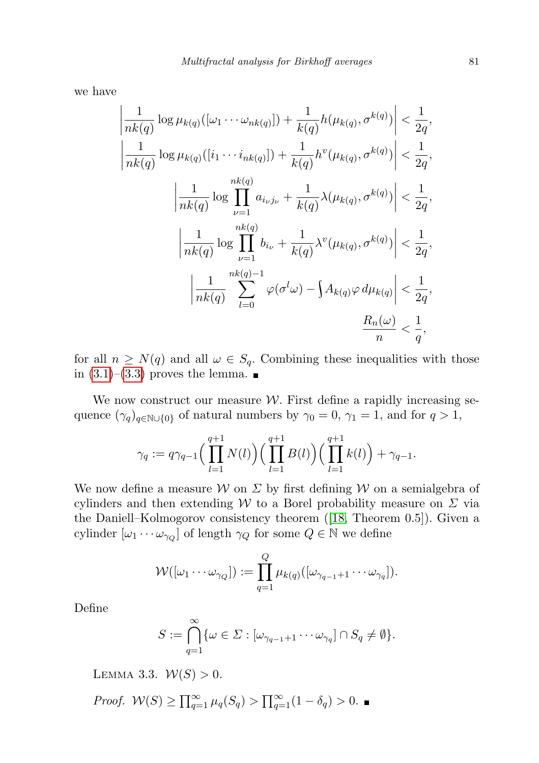we have

$$\left|\frac{1}{nk(q)}\log \mu_{k(q)}([\omega_1 \cdots \omega_{nk(q)}]) + \frac{1}{k(q)} h(\mu_{k(q)}, \sigma^{k(q)})\right| < \frac{1}{2q},$$

$$\left|\frac{1}{nk(q)}\log \mu_{k(q)}([i_1 \cdots i_{nk(q)}]) + \frac{1}{k(q)} h^v(\mu_{k(q)}, \sigma^{k(q)})\right| < \frac{1}{2q},$$

$$\left|\frac{1}{nk(q)}\log \prod_{\nu=1}^{nk(q)} a_{i_\nu j_\nu} + \frac{1}{k(q)} \lambda(\mu_{k(q)}, \sigma^{k(q)})\right| < \frac{1}{2q},$$

$$\left|\frac{1}{nk(q)}\log \prod_{\nu=1}^{nk(q)} b_{i_\nu} + \frac{1}{k(q)} \lambda^v(\mu_{k(q)}, \sigma^{k(q)})\right| < \frac{1}{2q},$$

$$\left|\frac{1}{nk(q)} \sum_{l=0}^{nk(q)-1} \varphi(\sigma^l \omega) - \int A_{k(q)}\varphi \, d\mu_{k(q)}\right| < \frac{1}{2q},$$

$$\frac{R_n(\omega)}{n} < \frac{1}{q},$$

for all $n \geq N(q)$ and all $\omega \in S_q$. Combining these inequalities with those in (3.1)–(3.3) proves the lemma. ∎

We now construct our measure $\mathcal{W}$. First define a rapidly increasing sequence $(\gamma_q)_{q\in\mathbb{N}\cup\{0\}}$ of natural numbers by $\gamma_0 = 0$, $\gamma_1 = 1$, and for $q > 1$,

$$\gamma_q := q\gamma_{q-1}\Big(\prod_{l=1}^{q+1} N(l)\Big)\Big(\prod_{l=1}^{q+1} B(l)\Big)\Big(\prod_{l=1}^{q+1} k(l)\Big) + \gamma_{q-1}.$$

We now define a measure $\mathcal{W}$ on $\Sigma$ by first defining $\mathcal{W}$ on a semialgebra of cylinders and then extending $\mathcal{W}$ to a Borel probability measure on $\Sigma$ via the Daniell–Kolmogorov consistency theorem ([18, Theorem 0.5]). Given a cylinder $[\omega_1 \cdots \omega_{\gamma_Q}]$ of length $\gamma_Q$ for some $Q \in \mathbb{N}$ we define

$$\mathcal{W}([\omega_1 \cdots \omega_{\gamma_Q}]) := \prod_{q=1}^{Q} \mu_{k(q)}([\omega_{\gamma_{q-1}+1} \cdots \omega_{\gamma_q}]).$$

Define

$$S := \bigcap_{q=1}^{\infty} \{\omega \in \Sigma : [\omega_{\gamma_{q-1}+1} \cdots \omega_{\gamma_q}] \cap S_q \neq \emptyset\}.$$

Lemma 3.3. $\mathcal{W}(S) > 0$.

*Proof.* $\mathcal{W}(S) \geq \prod_{q=1}^{\infty} \mu_q(S_q) > \prod_{q=1}^{\infty}(1 - \delta_q) > 0$. ∎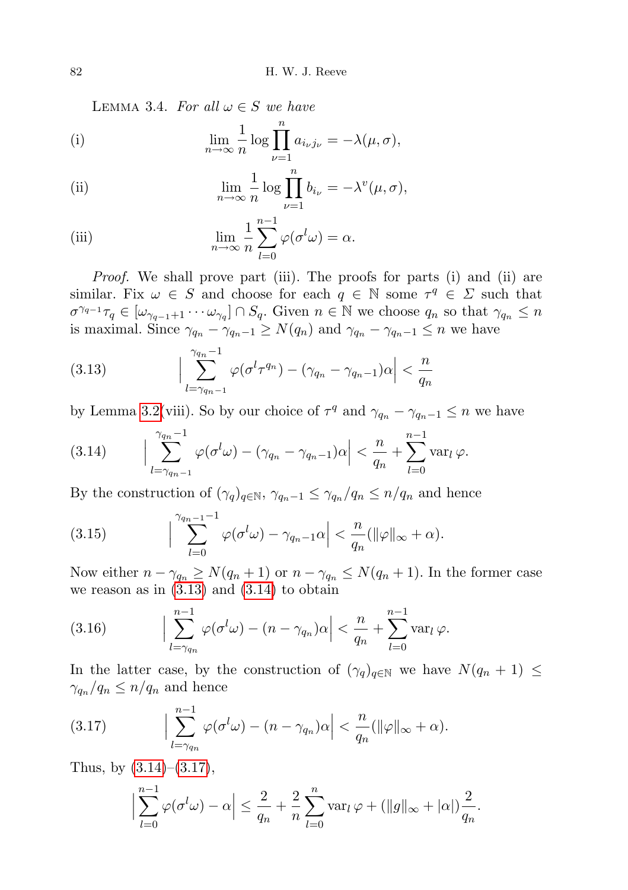LEMMA 3.4. *For all $\omega \in S$ we have*

(i)
$$\lim_{n\to\infty} \frac{1}{n} \log \prod_{\nu=1}^{n} a_{i_\nu j_\nu} = -\lambda(\mu,\sigma),$$

(ii)
$$\lim_{n\to\infty} \frac{1}{n} \log \prod_{\nu=1}^{n} b_{i_\nu} = -\lambda^v(\mu,\sigma),$$

(iii)
$$\lim_{n\to\infty} \frac{1}{n} \sum_{l=0}^{n-1} \varphi(\sigma^l \omega) = \alpha.$$

*Proof.* We shall prove part (iii). The proofs for parts (i) and (ii) are similar. Fix $\omega \in S$ and choose for each $q \in \mathbb{N}$ some $\tau^q \in \Sigma$ such that $\sigma^{\gamma_{q-1}}\tau_q \in [\omega_{\gamma_{q-1}+1} \cdots \omega_{\gamma_q}] \cap S_q$. Given $n \in \mathbb{N}$ we choose $q_n$ so that $\gamma_{q_n} \le n$ is maximal. Since $\gamma_{q_n} - \gamma_{q_n-1} \ge N(q_n)$ and $\gamma_{q_n} - \gamma_{q_n-1} \le n$ we have

$$\Big| \sum_{l=\gamma_{q_n-1}}^{\gamma_{q_n}-1} \varphi(\sigma^l \tau^{q_n}) - (\gamma_{q_n} - \gamma_{q_n-1})\alpha \Big| < \frac{n}{q_n} \tag{3.13}$$

by Lemma 3.2(viii). So by our choice of $\tau^q$ and $\gamma_{q_n} - \gamma_{q_n-1} \le n$ we have

$$\Big| \sum_{l=\gamma_{q_n-1}}^{\gamma_{q_n}-1} \varphi(\sigma^l \omega) - (\gamma_{q_n} - \gamma_{q_n-1})\alpha \Big| < \frac{n}{q_n} + \sum_{l=0}^{n-1} \mathrm{var}_l\, \varphi. \tag{3.14}$$

By the construction of $(\gamma_q)_{q\in\mathbb{N}}$, $\gamma_{q_n-1} \le \gamma_{q_n}/q_n \le n/q_n$ and hence

$$\Big| \sum_{l=0}^{\gamma_{q_n-1}-1} \varphi(\sigma^l \omega) - \gamma_{q_n-1}\alpha \Big| < \frac{n}{q_n}(\|\varphi\|_\infty + \alpha). \tag{3.15}$$

Now either $n - \gamma_{q_n} \ge N(q_n+1)$ or $n - \gamma_{q_n} \le N(q_n+1)$. In the former case we reason as in (3.13) and (3.14) to obtain

$$\Big| \sum_{l=\gamma_{q_n}}^{n-1} \varphi(\sigma^l \omega) - (n - \gamma_{q_n})\alpha \Big| < \frac{n}{q_n} + \sum_{l=0}^{n-1} \mathrm{var}_l\, \varphi. \tag{3.16}$$

In the latter case, by the construction of $(\gamma_q)_{q\in\mathbb{N}}$ we have $N(q_n+1) \le \gamma_{q_n}/q_n \le n/q_n$ and hence

$$\Big| \sum_{l=\gamma_{q_n}}^{n-1} \varphi(\sigma^l \omega) - (n - \gamma_{q_n})\alpha \Big| < \frac{n}{q_n}(\|\varphi\|_\infty + \alpha). \tag{3.17}$$

Thus, by (3.14)–(3.17),

$$\Big| \sum_{l=0}^{n-1} \varphi(\sigma^l \omega) - \alpha \Big| \le \frac{2}{q_n} + \frac{2}{n} \sum_{l=0}^{n} \mathrm{var}_l\, \varphi + (\|g\|_\infty + |\alpha|)\frac{2}{q_n}.$$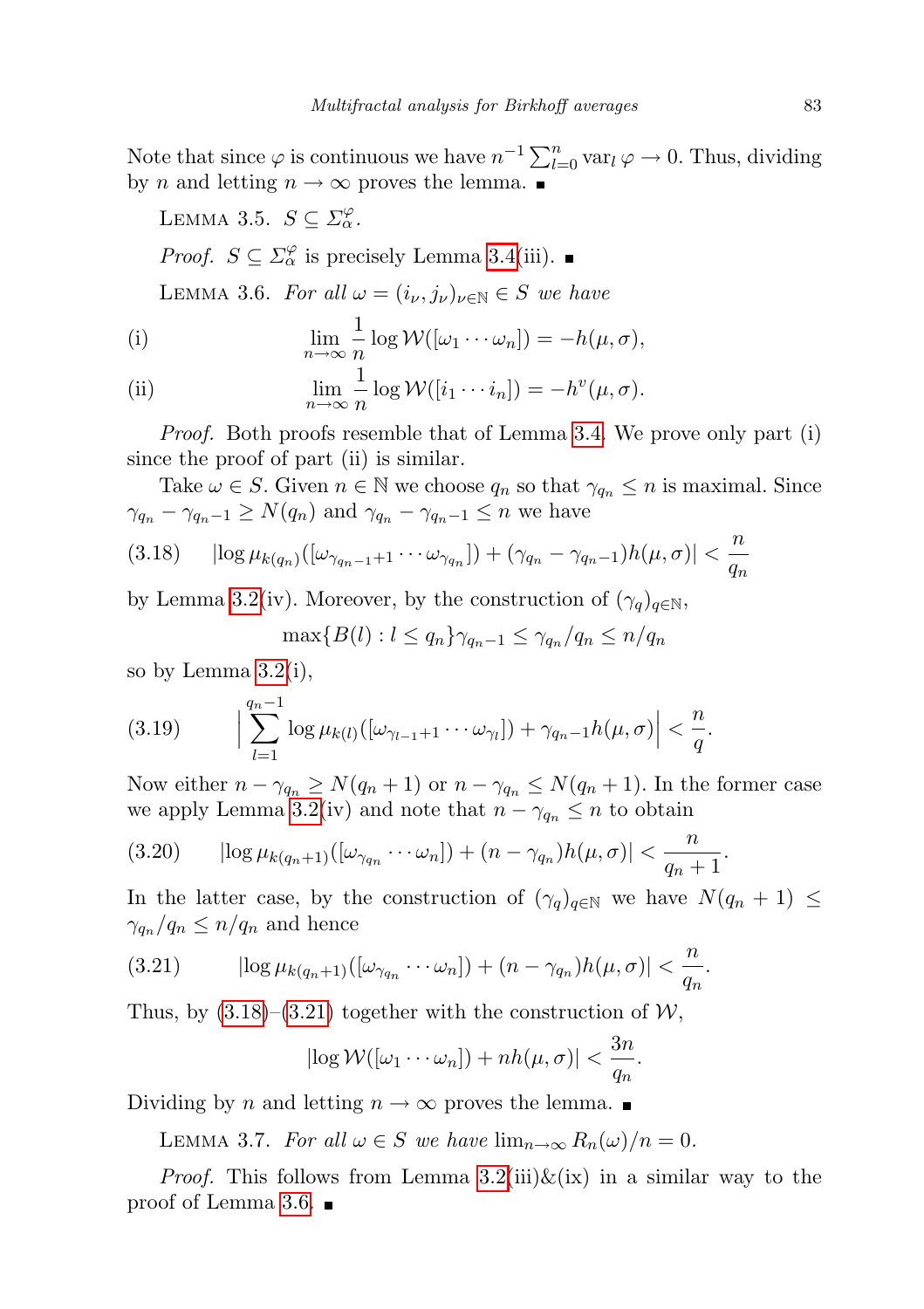Note that since $\varphi$ is continuous we have $n^{-1}\sum_{l=0}^{n} \operatorname{var}_l \varphi \to 0$. Thus, dividing by $n$ and letting $n \to \infty$ proves the lemma. ■

LEMMA 3.5. $S \subseteq \Sigma_\alpha^\varphi$.

*Proof.* $S \subseteq \Sigma_\alpha^\varphi$ is precisely Lemma 3.4(iii). ■

LEMMA 3.6. *For all* $\omega = (i_\nu, j_\nu)_{\nu \in \mathbb{N}} \in S$ *we have*

$$\text{(i)} \qquad \lim_{n\to\infty} \frac{1}{n} \log \mathcal{W}([\omega_1 \cdots \omega_n]) = -h(\mu, \sigma),$$

$$\text{(ii)} \qquad \lim_{n\to\infty} \frac{1}{n} \log \mathcal{W}([i_1 \cdots i_n]) = -h^v(\mu, \sigma).$$

*Proof.* Both proofs resemble that of Lemma 3.4. We prove only part (i) since the proof of part (ii) is similar.

Take $\omega \in S$. Given $n \in \mathbb{N}$ we choose $q_n$ so that $\gamma_{q_n} \le n$ is maximal. Since $\gamma_{q_n} - \gamma_{q_n - 1} \ge N(q_n)$ and $\gamma_{q_n} - \gamma_{q_n-1} \le n$ we have

$$(3.18) \qquad |\log \mu_{k(q_n)}([\omega_{\gamma_{q_n-1}+1} \cdots \omega_{\gamma_{q_n}}]) + (\gamma_{q_n} - \gamma_{q_n-1}) h(\mu, \sigma)| < \frac{n}{q_n}$$

by Lemma 3.2(iv). Moreover, by the construction of $(\gamma_q)_{q\in\mathbb{N}}$,

$$\max\{B(l) : l \le q_n\}\gamma_{q_n-1} \le \gamma_{q_n}/q_n \le n/q_n$$

so by Lemma 3.2(i),

$$(3.19) \qquad \Big| \sum_{l=1}^{q_n-1} \log \mu_{k(l)}([\omega_{\gamma_{l-1}+1} \cdots \omega_{\gamma_l}]) + \gamma_{q_n-1} h(\mu, \sigma)\Big| < \frac{n}{q}.$$

Now either $n - \gamma_{q_n} \ge N(q_n + 1)$ or $n - \gamma_{q_n} \le N(q_n + 1)$. In the former case we apply Lemma 3.2(iv) and note that $n - \gamma_{q_n} \le n$ to obtain

$$(3.20) \qquad |\log \mu_{k(q_n+1)}([\omega_{\gamma_{q_n}} \cdots \omega_n]) + (n - \gamma_{q_n}) h(\mu, \sigma)| < \frac{n}{q_n + 1}.$$

In the latter case, by the construction of $(\gamma_q)_{q\in\mathbb{N}}$ we have $N(q_n + 1) \le \gamma_{q_n}/q_n \le n/q_n$ and hence

$$(3.21) \qquad |\log \mu_{k(q_n+1)}([\omega_{\gamma_{q_n}} \cdots \omega_n]) + (n - \gamma_{q_n}) h(\mu, \sigma)| < \frac{n}{q_n}.$$

Thus, by (3.18)–(3.21) together with the construction of $\mathcal{W}$,

$$|\log \mathcal{W}([\omega_1 \cdots \omega_n]) + nh(\mu, \sigma)| < \frac{3n}{q_n}.$$

Dividing by $n$ and letting $n \to \infty$ proves the lemma. ■

LEMMA 3.7. *For all* $\omega \in S$ *we have* $\lim_{n\to\infty} R_n(\omega)/n = 0$.

*Proof.* This follows from Lemma 3.2(iii)&(ix) in a similar way to the proof of Lemma 3.6. ■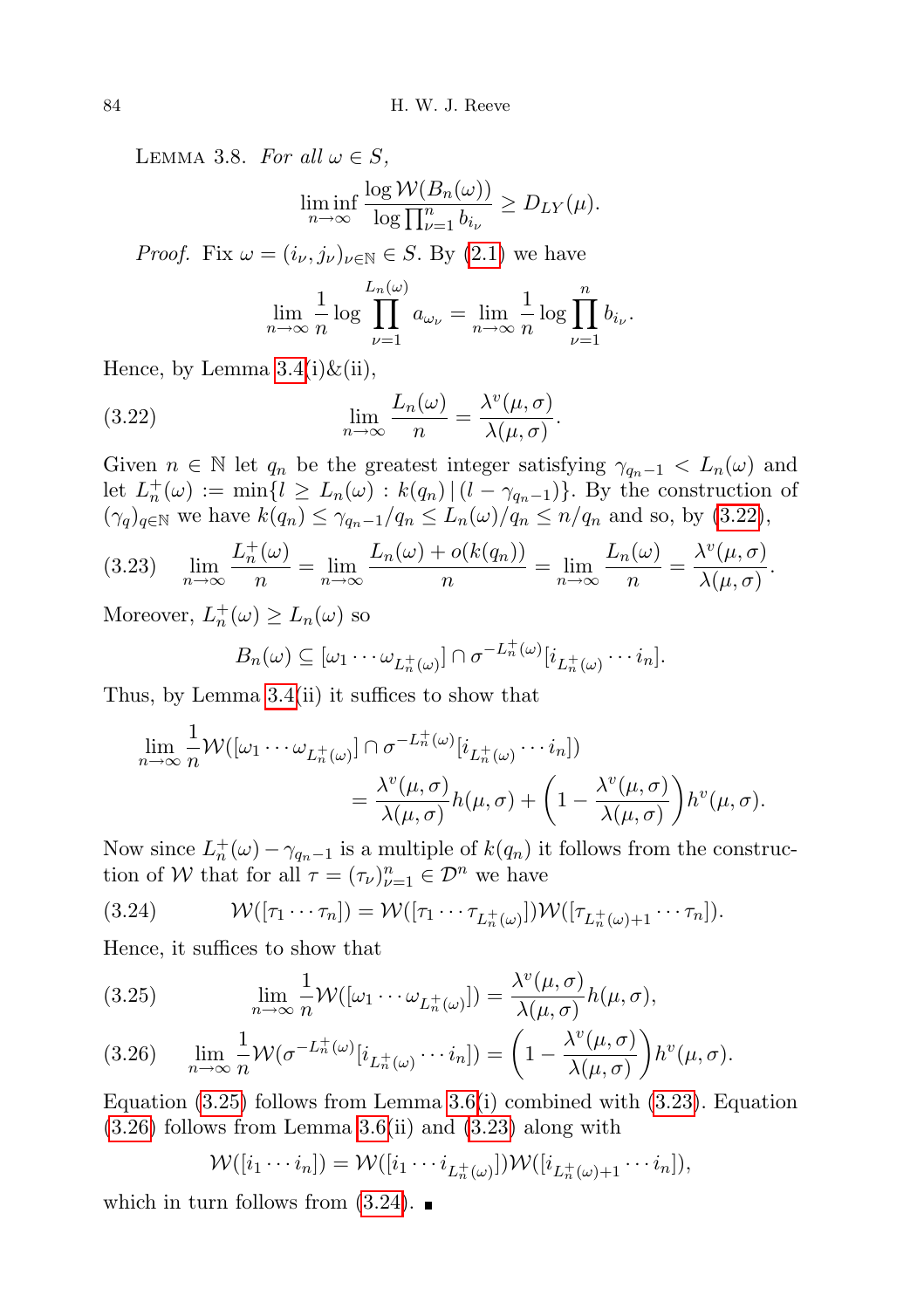Lemma 3.8. *For all $\omega \in S$,*

$$\liminf_{n\to\infty} \frac{\log \mathcal{W}(B_n(\omega))}{\log \prod_{\nu=1}^{n} b_{i_\nu}} \geq D_{LY}(\mu).$$

*Proof.* Fix $\omega = (i_\nu, j_\nu)_{\nu\in\mathbb{N}} \in S$. By (2.1) we have

$$\lim_{n\to\infty} \frac{1}{n} \log \prod_{\nu=1}^{L_n(\omega)} a_{\omega_\nu} = \lim_{n\to\infty} \frac{1}{n} \log \prod_{\nu=1}^{n} b_{i_\nu}.$$

Hence, by Lemma 3.4(i)&(ii),

$$\lim_{n\to\infty} \frac{L_n(\omega)}{n} = \frac{\lambda^v(\mu,\sigma)}{\lambda(\mu,\sigma)}. \tag{3.22}$$

Given $n \in \mathbb{N}$ let $q_n$ be the greatest integer satisfying $\gamma_{q_n-1} < L_n(\omega)$ and let $L_n^+(\omega) := \min\{l \geq L_n(\omega) : k(q_n) \,|\, (l - \gamma_{q_n-1})\}$. By the construction of $(\gamma_q)_{q\in\mathbb{N}}$ we have $k(q_n) \leq \gamma_{q_n-1}/q_n \leq L_n(\omega)/q_n \leq n/q_n$ and so, by (3.22),

$$\lim_{n\to\infty} \frac{L_n^+(\omega)}{n} = \lim_{n\to\infty} \frac{L_n(\omega) + o(k(q_n))}{n} = \lim_{n\to\infty} \frac{L_n(\omega)}{n} = \frac{\lambda^v(\mu,\sigma)}{\lambda(\mu,\sigma)}. \tag{3.23}$$

Moreover, $L_n^+(\omega) \geq L_n(\omega)$ so

$$B_n(\omega) \subseteq [\omega_1 \cdots \omega_{L_n^+(\omega)}] \cap \sigma^{-L_n^+(\omega)}[i_{L_n^+(\omega)} \cdots i_n].$$

Thus, by Lemma 3.4(ii) it suffices to show that

$$\begin{aligned} \lim_{n\to\infty} \frac{1}{n} \mathcal{W}([\omega_1 \cdots \omega_{L_n^+(\omega)}] \cap \sigma^{-L_n^+(\omega)}[i_{L_n^+(\omega)} \cdots i_n]) \\ = \frac{\lambda^v(\mu,\sigma)}{\lambda(\mu,\sigma)} h(\mu,\sigma) + \left(1 - \frac{\lambda^v(\mu,\sigma)}{\lambda(\mu,\sigma)}\right) h^v(\mu,\sigma). \end{aligned}$$

Now since $L_n^+(\omega) - \gamma_{q_n-1}$ is a multiple of $k(q_n)$ it follows from the construction of $\mathcal{W}$ that for all $\tau = (\tau_\nu)_{\nu=1}^n \in \mathcal{D}^n$ we have

$$\mathcal{W}([\tau_1 \cdots \tau_n]) = \mathcal{W}([\tau_1 \cdots \tau_{L_n^+(\omega)}])\mathcal{W}([\tau_{L_n^+(\omega)+1} \cdots \tau_n]). \tag{3.24}$$

Hence, it suffices to show that

$$\lim_{n\to\infty} \frac{1}{n} \mathcal{W}([\omega_1 \cdots \omega_{L_n^+(\omega)}]) = \frac{\lambda^v(\mu,\sigma)}{\lambda(\mu,\sigma)} h(\mu,\sigma), \tag{3.25}$$

$$\lim_{n\to\infty} \frac{1}{n} \mathcal{W}(\sigma^{-L_n^+(\omega)}[i_{L_n^+(\omega)} \cdots i_n]) = \left(1 - \frac{\lambda^v(\mu,\sigma)}{\lambda(\mu,\sigma)}\right) h^v(\mu,\sigma). \tag{3.26}$$

Equation (3.25) follows from Lemma 3.6(i) combined with (3.23). Equation (3.26) follows from Lemma 3.6(ii) and (3.23) along with

$$\mathcal{W}([i_1 \cdots i_n]) = \mathcal{W}([i_1 \cdots i_{L_n^+(\omega)}])\mathcal{W}([i_{L_n^+(\omega)+1} \cdots i_n]),$$

which in turn follows from (3.24). ∎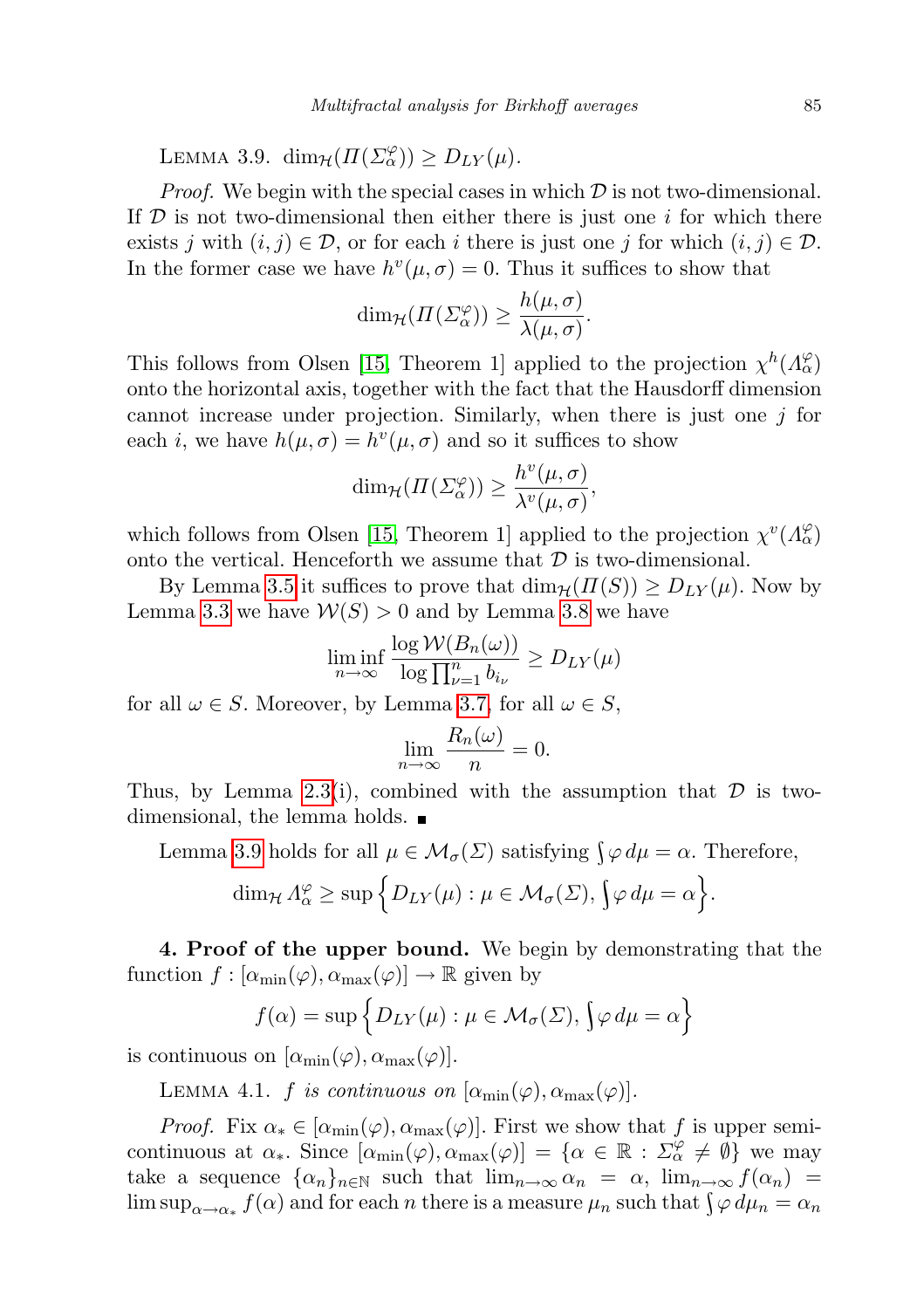LEMMA 3.9. $\dim_{\mathcal{H}}(\Pi(\Sigma_\alpha^\varphi)) \geq D_{LY}(\mu)$.

*Proof.* We begin with the special cases in which $\mathcal{D}$ is not two-dimensional. If $\mathcal{D}$ is not two-dimensional then either there is just one $i$ for which there exists $j$ with $(i,j) \in \mathcal{D}$, or for each $i$ there is just one $j$ for which $(i,j) \in \mathcal{D}$. In the former case we have $h^v(\mu,\sigma) = 0$. Thus it suffices to show that

$$\dim_{\mathcal{H}}(\Pi(\Sigma_\alpha^\varphi)) \geq \frac{h(\mu,\sigma)}{\lambda(\mu,\sigma)}.$$

This follows from Olsen [15, Theorem 1] applied to the projection $\chi^h(\Lambda_\alpha^\varphi)$ onto the horizontal axis, together with the fact that the Hausdorff dimension cannot increase under projection. Similarly, when there is just one $j$ for each $i$, we have $h(\mu,\sigma) = h^v(\mu,\sigma)$ and so it suffices to show

$$\dim_{\mathcal{H}}(\Pi(\Sigma_\alpha^\varphi)) \geq \frac{h^v(\mu,\sigma)}{\lambda^v(\mu,\sigma)},$$

which follows from Olsen [15, Theorem 1] applied to the projection $\chi^v(\Lambda_\alpha^\varphi)$ onto the vertical. Henceforth we assume that $\mathcal{D}$ is two-dimensional.

By Lemma 3.5 it suffices to prove that $\dim_{\mathcal{H}}(\Pi(S)) \geq D_{LY}(\mu)$. Now by Lemma 3.3 we have $\mathcal{W}(S) > 0$ and by Lemma 3.8 we have

$$\liminf_{n\to\infty} \frac{\log \mathcal{W}(B_n(\omega))}{\log \prod_{\nu=1}^n b_{i_\nu}} \geq D_{LY}(\mu)$$

for all $\omega \in S$. Moreover, by Lemma 3.7, for all $\omega \in S$,

$$\lim_{n\to\infty} \frac{R_n(\omega)}{n} = 0.$$

Thus, by Lemma 2.3(i), combined with the assumption that $\mathcal{D}$ is two-dimensional, the lemma holds. ∎

Lemma 3.9 holds for all $\mu \in \mathcal{M}_\sigma(\Sigma)$ satisfying $\int \varphi\, d\mu = \alpha$. Therefore,

$$\dim_{\mathcal{H}} \Lambda_\alpha^\varphi \geq \sup\Big\{D_{LY}(\mu) : \mu \in \mathcal{M}_\sigma(\Sigma), \int \varphi\, d\mu = \alpha\Big\}.$$

**4. Proof of the upper bound.** We begin by demonstrating that the function $f : [\alpha_{\min}(\varphi), \alpha_{\max}(\varphi)] \to \mathbb{R}$ given by

$$f(\alpha) = \sup\Big\{D_{LY}(\mu) : \mu \in \mathcal{M}_\sigma(\Sigma), \int \varphi\, d\mu = \alpha\Big\}$$

is continuous on $[\alpha_{\min}(\varphi), \alpha_{\max}(\varphi)]$.

LEMMA 4.1. *$f$ is continuous on $[\alpha_{\min}(\varphi), \alpha_{\max}(\varphi)]$.*

*Proof.* Fix $\alpha_* \in [\alpha_{\min}(\varphi), \alpha_{\max}(\varphi)]$. First we show that $f$ is upper semicontinuous at $\alpha_*$. Since $[\alpha_{\min}(\varphi), \alpha_{\max}(\varphi)] = \{\alpha \in \mathbb{R} : \Sigma_\alpha^\varphi \neq \emptyset\}$ we may take a sequence $\{\alpha_n\}_{n\in\mathbb{N}}$ such that $\lim_{n\to\infty} \alpha_n = \alpha$, $\lim_{n\to\infty} f(\alpha_n) = \limsup_{\alpha\to\alpha_*} f(\alpha)$ and for each $n$ there is a measure $\mu_n$ such that $\int \varphi\, d\mu_n = \alpha_n$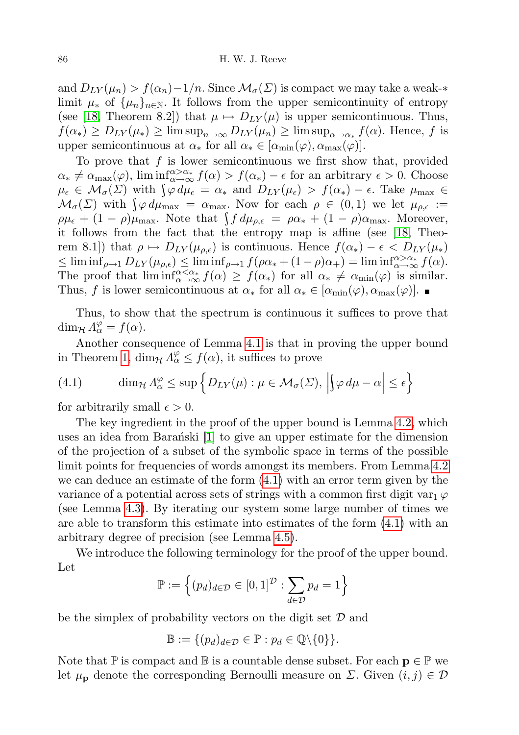and $D_{LY}(\mu_n) > f(\alpha_n) - 1/n$. Since $\mathcal{M}_\sigma(\Sigma)$ is compact we may take a weak-$*$ limit $\mu_*$ of $\{\mu_n\}_{n\in\mathbb{N}}$. It follows from the upper semicontinuity of entropy (see [18, Theorem 8.2]) that $\mu \mapsto D_{LY}(\mu)$ is upper semicontinuous. Thus, $f(\alpha_*) \geq D_{LY}(\mu_*) \geq \limsup_{n\to\infty} D_{LY}(\mu_n) \geq \limsup_{\alpha\to\alpha_*} f(\alpha)$. Hence, $f$ is upper semicontinuous at $\alpha_*$ for all $\alpha_* \in [\alpha_{\min}(\varphi), \alpha_{\max}(\varphi)]$.

To prove that $f$ is lower semicontinuous we first show that, provided $\alpha_* \neq \alpha_{\max}(\varphi)$, $\liminf_{\alpha\to\infty}^{\alpha>\alpha_*} f(\alpha) > f(\alpha_*) - \epsilon$ for an arbitrary $\epsilon > 0$. Choose $\mu_\epsilon \in \mathcal{M}_\sigma(\Sigma)$ with $\int \varphi\, d\mu_\epsilon = \alpha_*$ and $D_{LY}(\mu_\epsilon) > f(\alpha_*) - \epsilon$. Take $\mu_{\max} \in \mathcal{M}_\sigma(\Sigma)$ with $\int \varphi\, d\mu_{\max} = \alpha_{\max}$. Now for each $\rho \in (0,1)$ we let $\mu_{\rho,\epsilon} := \rho\mu_\epsilon + (1-\rho)\mu_{\max}$. Note that $\int f\, d\mu_{\rho,\epsilon} = \rho\alpha_* + (1-\rho)\alpha_{\max}$. Moreover, it follows from the fact that the entropy map is affine (see [18, Theorem 8.1]) that $\rho \mapsto D_{LY}(\mu_{\rho,\epsilon})$ is continuous. Hence $f(\alpha_*) - \epsilon < D_{LY}(\mu_*) \leq \liminf_{\rho\to 1} D_{LY}(\mu_{\rho,\epsilon}) \leq \liminf_{\rho\to 1} f(\rho\alpha_* + (1-\rho)\alpha_+) = \liminf_{\alpha\to\infty}^{\alpha>\alpha_*} f(\alpha)$. The proof that $\liminf_{\alpha\to\infty}^{\alpha<\alpha_*} f(\alpha) \geq f(\alpha_*)$ for all $\alpha_* \neq \alpha_{\min}(\varphi)$ is similar. Thus, $f$ is lower semicontinuous at $\alpha_*$ for all $\alpha_* \in [\alpha_{\min}(\varphi), \alpha_{\max}(\varphi)]$. ∎

Thus, to show that the spectrum is continuous it suffices to prove that $\dim_{\mathcal{H}} \Lambda_\alpha^\varphi = f(\alpha)$.

Another consequence of Lemma 4.1 is that in proving the upper bound in Theorem 1, $\dim_{\mathcal{H}} \Lambda_\alpha^\varphi \leq f(\alpha)$, it suffices to prove

$$\dim_{\mathcal{H}} \Lambda_\alpha^\varphi \leq \sup\Big\{D_{LY}(\mu) : \mu \in \mathcal{M}_\sigma(\Sigma),\ \Big|\int \varphi\, d\mu - \alpha\Big| \leq \epsilon\Big\} \tag{4.1}$$

for arbitrarily small $\epsilon > 0$.

The key ingredient in the proof of the upper bound is Lemma 4.2, which uses an idea from Barański [1] to give an upper estimate for the dimension of the projection of a subset of the symbolic space in terms of the possible limit points for frequencies of words amongst its members. From Lemma 4.2 we can deduce an estimate of the form (4.1) with an error term given by the variance of a potential across sets of strings with a common first digit $\mathrm{var}_1\, \varphi$ (see Lemma 4.3). By iterating our system some large number of times we are able to transform this estimate into estimates of the form (4.1) with an arbitrary degree of precision (see Lemma 4.5).

We introduce the following terminology for the proof of the upper bound. Let

$$\mathbb{P} := \Big\{(p_d)_{d\in\mathcal{D}} \in [0,1]^{\mathcal{D}} : \sum_{d\in\mathcal{D}} p_d = 1\Big\}$$

be the simplex of probability vectors on the digit set $\mathcal{D}$ and

$$\mathbb{B} := \{(p_d)_{d\in\mathcal{D}} \in \mathbb{P} : p_d \in \mathbb{Q}\backslash\{0\}\}.$$

Note that $\mathbb{P}$ is compact and $\mathbb{B}$ is a countable dense subset. For each $\mathbf{p} \in \mathbb{P}$ we let $\mu_{\mathbf{p}}$ denote the corresponding Bernoulli measure on $\Sigma$. Given $(i,j) \in \mathcal{D}$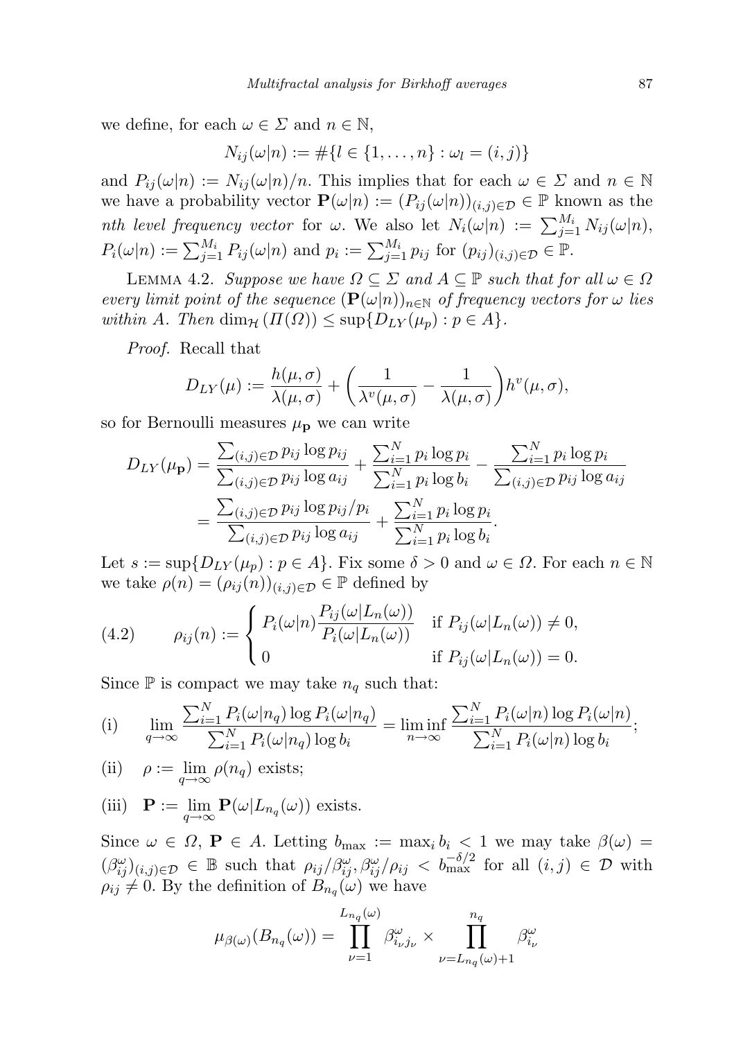we define, for each $\omega \in \Sigma$ and $n \in \mathbb{N}$,

$$N_{ij}(\omega|n) := \#\{l \in \{1, \dots, n\} : \omega_l = (i,j)\}$$

and $P_{ij}(\omega|n) := N_{ij}(\omega|n)/n$. This implies that for each $\omega \in \Sigma$ and $n \in \mathbb{N}$ we have a probability vector $\mathbf{P}(\omega|n) := (P_{ij}(\omega|n))_{(i,j)\in\mathcal{D}} \in \mathbb{P}$ known as the *nth level frequency vector* for $\omega$. We also let $N_i(\omega|n) := \sum_{j=1}^{M_i} N_{ij}(\omega|n)$, $P_i(\omega|n) := \sum_{j=1}^{M_i} P_{ij}(\omega|n)$ and $p_i := \sum_{j=1}^{M_i} p_{ij}$ for $(p_{ij})_{(i,j)\in\mathcal{D}} \in \mathbb{P}$.

Lemma 4.2. *Suppose we have $\Omega \subseteq \Sigma$ and $A \subseteq \mathbb{P}$ such that for all $\omega \in \Omega$ every limit point of the sequence $(\mathbf{P}(\omega|n))_{n\in\mathbb{N}}$ of frequency vectors for $\omega$ lies within $A$. Then $\dim_{\mathcal{H}}(\Pi(\Omega)) \le \sup\{D_{LY}(\mu_p) : p \in A\}$.*

*Proof.* Recall that

$$D_{LY}(\mu) := \frac{h(\mu,\sigma)}{\lambda(\mu,\sigma)} + \left(\frac{1}{\lambda^v(\mu,\sigma)} - \frac{1}{\lambda(\mu,\sigma)}\right) h^v(\mu,\sigma),$$

so for Bernoulli measures $\mu_{\mathbf{p}}$ we can write

$$\begin{aligned}
D_{LY}(\mu_{\mathbf{p}}) &= \frac{\sum_{(i,j)\in\mathcal{D}} p_{ij}\log p_{ij}}{\sum_{(i,j)\in\mathcal{D}} p_{ij}\log a_{ij}} + \frac{\sum_{i=1}^N p_i \log p_i}{\sum_{i=1}^N p_i \log b_i} - \frac{\sum_{i=1}^N p_i \log p_i}{\sum_{(i,j)\in\mathcal{D}} p_{ij}\log a_{ij}} \\
&= \frac{\sum_{(i,j)\in\mathcal{D}} p_{ij}\log p_{ij}/p_i}{\sum_{(i,j)\in\mathcal{D}} p_{ij}\log a_{ij}} + \frac{\sum_{i=1}^N p_i \log p_i}{\sum_{i=1}^N p_i \log b_i}.
\end{aligned}$$

Let $s := \sup\{D_{LY}(\mu_p) : p \in A\}$. Fix some $\delta > 0$ and $\omega \in \Omega$. For each $n \in \mathbb{N}$ we take $\rho(n) = (\rho_{ij}(n))_{(i,j)\in\mathcal{D}} \in \mathbb{P}$ defined by

$$\rho_{ij}(n) := \begin{cases} P_i(\omega|n)\dfrac{P_{ij}(\omega|L_n(\omega))}{P_i(\omega|L_n(\omega))} & \text{if } P_{ij}(\omega|L_n(\omega)) \neq 0, \\ 0 & \text{if } P_{ij}(\omega|L_n(\omega)) = 0. \end{cases} \tag{4.2}$$

Since $\mathbb{P}$ is compact we may take $n_q$ such that:

(i) $\displaystyle \lim_{q\to\infty} \frac{\sum_{i=1}^N P_i(\omega|n_q)\log P_i(\omega|n_q)}{\sum_{i=1}^N P_i(\omega|n_q)\log b_i} = \liminf_{n\to\infty} \frac{\sum_{i=1}^N P_i(\omega|n)\log P_i(\omega|n)}{\sum_{i=1}^N P_i(\omega|n)\log b_i};$

(ii) $\rho := \lim_{q\to\infty} \rho(n_q)$ exists;

(iii) $\mathbf{P} := \lim_{q\to\infty} \mathbf{P}(\omega|L_{n_q}(\omega))$ exists.

Since $\omega \in \Omega$, $\mathbf{P} \in A$. Letting $b_{\max} := \max_i b_i < 1$ we may take $\beta(\omega) = (\beta^\omega_{ij})_{(i,j)\in\mathcal{D}} \in \mathbb{B}$ such that $\rho_{ij}/\beta^\omega_{ij}, \beta^\omega_{ij}/\rho_{ij} < b_{\max}^{-\delta/2}$ for all $(i,j) \in \mathcal{D}$ with $\rho_{ij} \neq 0$. By the definition of $B_{n_q}(\omega)$ we have

$$\mu_{\beta(\omega)}(B_{n_q}(\omega)) = \prod_{\nu=1}^{L_{n_q}(\omega)} \beta^\omega_{i_\nu j_\nu} \times \prod_{\nu=L_{n_q}(\omega)+1}^{n_q} \beta^\omega_{i_\nu}$$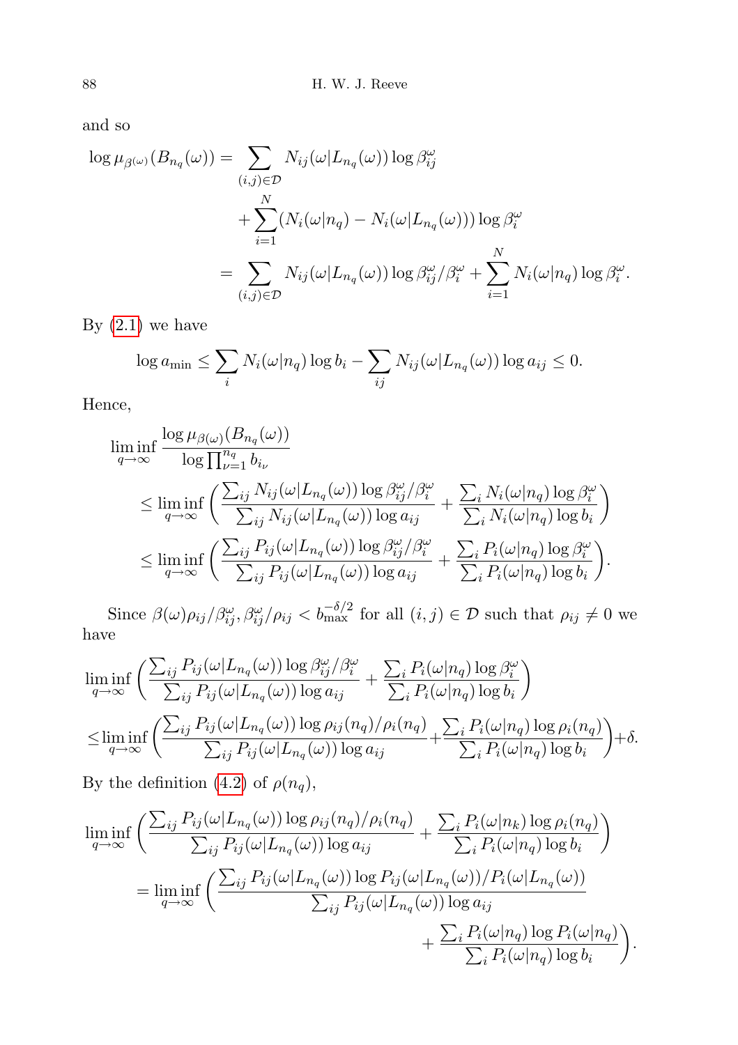and so

$$
\begin{aligned}
\log \mu_{\beta(\omega)}(B_{n_q}(\omega)) &= \sum_{(i,j)\in\mathcal{D}} N_{ij}(\omega|L_{n_q}(\omega)) \log \beta_{ij}^{\omega} \\
&\quad + \sum_{i=1}^{N} (N_i(\omega|n_q) - N_i(\omega|L_{n_q}(\omega))) \log \beta_i^{\omega} \\
&= \sum_{(i,j)\in\mathcal{D}} N_{ij}(\omega|L_{n_q}(\omega)) \log \beta_{ij}^{\omega}/\beta_i^{\omega} + \sum_{i=1}^{N} N_i(\omega|n_q) \log \beta_i^{\omega}.
\end{aligned}
$$

By (2.1) we have

$$
\log a_{\min} \leq \sum_i N_i(\omega|n_q) \log b_i - \sum_{ij} N_{ij}(\omega|L_{n_q}(\omega)) \log a_{ij} \leq 0.
$$

Hence,

$$
\begin{aligned}
&\liminf_{q\to\infty} \frac{\log \mu_{\beta(\omega)}(B_{n_q}(\omega))}{\log \prod_{\nu=1}^{n_q} b_{i_\nu}} \\
&\leq \liminf_{q\to\infty} \left( \frac{\sum_{ij} N_{ij}(\omega|L_{n_q}(\omega)) \log \beta_{ij}^{\omega}/\beta_i^{\omega}}{\sum_{ij} N_{ij}(\omega|L_{n_q}(\omega)) \log a_{ij}} + \frac{\sum_i N_i(\omega|n_q) \log \beta_i^{\omega}}{\sum_i N_i(\omega|n_q) \log b_i} \right) \\
&\leq \liminf_{q\to\infty} \left( \frac{\sum_{ij} P_{ij}(\omega|L_{n_q}(\omega)) \log \beta_{ij}^{\omega}/\beta_i^{\omega}}{\sum_{ij} P_{ij}(\omega|L_{n_q}(\omega)) \log a_{ij}} + \frac{\sum_i P_i(\omega|n_q) \log \beta_i^{\omega}}{\sum_i P_i(\omega|n_q) \log b_i} \right).
\end{aligned}
$$

Since $\beta(\omega)\rho_{ij}/\beta_{ij}^{\omega}, \beta_{ij}^{\omega}/\rho_{ij} < b_{\max}^{-\delta/2}$ for all $(i,j) \in \mathcal{D}$ such that $\rho_{ij} \neq 0$ we have

$$
\begin{aligned}
&\liminf_{q\to\infty} \left( \frac{\sum_{ij} P_{ij}(\omega|L_{n_q}(\omega)) \log \beta_{ij}^{\omega}/\beta_i^{\omega}}{\sum_{ij} P_{ij}(\omega|L_{n_q}(\omega)) \log a_{ij}} + \frac{\sum_i P_i(\omega|n_q) \log \beta_i^{\omega}}{\sum_i P_i(\omega|n_q) \log b_i} \right) \\
&\leq \liminf_{q\to\infty} \left( \frac{\sum_{ij} P_{ij}(\omega|L_{n_q}(\omega)) \log \rho_{ij}(n_q)/\rho_i(n_q)}{\sum_{ij} P_{ij}(\omega|L_{n_q}(\omega)) \log a_{ij}} + \frac{\sum_i P_i(\omega|n_q) \log \rho_i(n_q)}{\sum_i P_i(\omega|n_q) \log b_i} \right) + \delta.
\end{aligned}
$$

By the definition (4.2) of $\rho(n_q)$,

$$
\begin{aligned}
&\liminf_{q\to\infty} \left( \frac{\sum_{ij} P_{ij}(\omega|L_{n_q}(\omega)) \log \rho_{ij}(n_q)/\rho_i(n_q)}{\sum_{ij} P_{ij}(\omega|L_{n_q}(\omega)) \log a_{ij}} + \frac{\sum_i P_i(\omega|n_k) \log \rho_i(n_q)}{\sum_i P_i(\omega|n_q) \log b_i} \right) \\
&= \liminf_{q\to\infty} \left( \frac{\sum_{ij} P_{ij}(\omega|L_{n_q}(\omega)) \log P_{ij}(\omega|L_{n_q}(\omega))/P_i(\omega|L_{n_q}(\omega))}{\sum_{ij} P_{ij}(\omega|L_{n_q}(\omega)) \log a_{ij}} \right. \\
&\qquad\qquad\qquad \left. + \frac{\sum_i P_i(\omega|n_q) \log P_i(\omega|n_q)}{\sum_i P_i(\omega|n_q) \log b_i} \right).
\end{aligned}
$$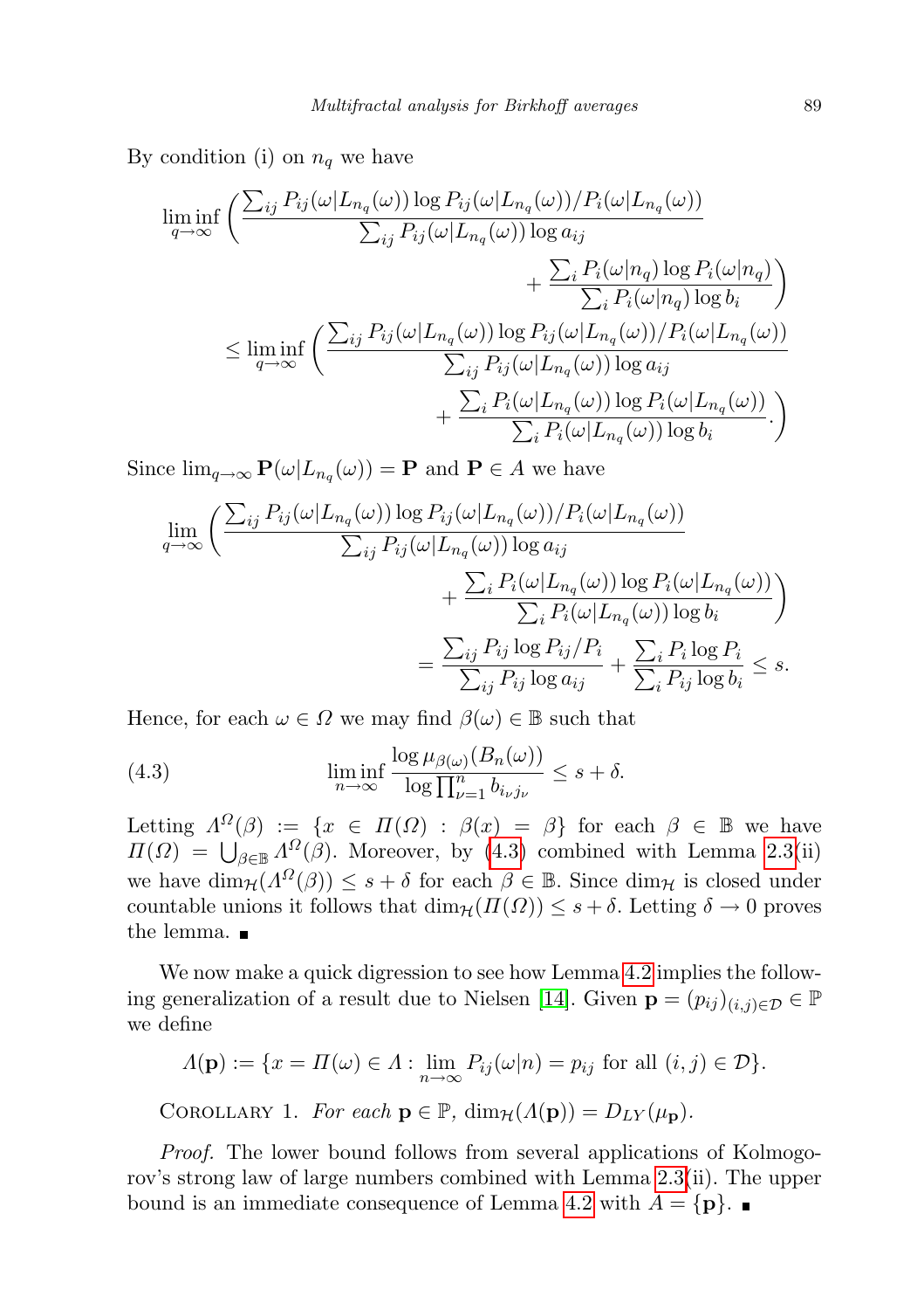By condition (i) on $n_q$ we have

$$\liminf_{q\to\infty}\Bigg(\frac{\sum_{ij} P_{ij}(\omega|L_{n_q}(\omega))\log P_{ij}(\omega|L_{n_q}(\omega))/P_i(\omega|L_{n_q}(\omega))}{\sum_{ij} P_{ij}(\omega|L_{n_q}(\omega))\log a_{ij}} + \frac{\sum_i P_i(\omega|n_q)\log P_i(\omega|n_q)}{\sum_i P_i(\omega|n_q)\log b_i}\Bigg)$$
$$\le \liminf_{q\to\infty}\Bigg(\frac{\sum_{ij} P_{ij}(\omega|L_{n_q}(\omega))\log P_{ij}(\omega|L_{n_q}(\omega))/P_i(\omega|L_{n_q}(\omega))}{\sum_{ij} P_{ij}(\omega|L_{n_q}(\omega))\log a_{ij}} + \frac{\sum_i P_i(\omega|L_{n_q}(\omega))\log P_i(\omega|L_{n_q}(\omega))}{\sum_i P_i(\omega|L_{n_q}(\omega))\log b_i}.\Bigg)$$

Since $\lim_{q\to\infty}\mathbf{P}(\omega|L_{n_q}(\omega)) = \mathbf{P}$ and $\mathbf{P}\in A$ we have

$$\lim_{q\to\infty}\Bigg(\frac{\sum_{ij} P_{ij}(\omega|L_{n_q}(\omega))\log P_{ij}(\omega|L_{n_q}(\omega))/P_i(\omega|L_{n_q}(\omega))}{\sum_{ij} P_{ij}(\omega|L_{n_q}(\omega))\log a_{ij}} + \frac{\sum_i P_i(\omega|L_{n_q}(\omega))\log P_i(\omega|L_{n_q}(\omega))}{\sum_i P_i(\omega|L_{n_q}(\omega))\log b_i}\Bigg)$$
$$= \frac{\sum_{ij} P_{ij}\log P_{ij}/P_i}{\sum_{ij} P_{ij}\log a_{ij}} + \frac{\sum_i P_i \log P_i}{\sum_i P_{ij}\log b_i} \le s.$$

Hence, for each $\omega\in\Omega$ we may find $\beta(\omega)\in\mathbb{B}$ such that

$$\liminf_{n\to\infty}\frac{\log \mu_{\beta(\omega)}(B_n(\omega))}{\log\prod_{\nu=1}^n b_{i_\nu j_\nu}} \le s+\delta. \tag{4.3}$$

Letting $\Lambda^{\Omega}(\beta) := \{x\in\Pi(\Omega) : \beta(x)=\beta\}$ for each $\beta\in\mathbb{B}$ we have $\Pi(\Omega) = \bigcup_{\beta\in\mathbb{B}}\Lambda^{\Omega}(\beta)$. Moreover, by (4.3) combined with Lemma 2.3(ii) we have $\dim_{\mathcal{H}}(\Lambda^{\Omega}(\beta)) \le s+\delta$ for each $\beta\in\mathbb{B}$. Since $\dim_{\mathcal{H}}$ is closed under countable unions it follows that $\dim_{\mathcal{H}}(\Pi(\Omega)) \le s+\delta$. Letting $\delta\to 0$ proves the lemma. ∎

We now make a quick digression to see how Lemma 4.2 implies the following generalization of a result due to Nielsen [14]. Given $\mathbf{p} = (p_{ij})_{(i,j)\in\mathcal{D}}\in\mathbb{P}$ we define

$$\Lambda(\mathbf{p}) := \{x = \Pi(\omega)\in\Lambda : \lim_{n\to\infty} P_{ij}(\omega|n) = p_{ij} \text{ for all } (i,j)\in\mathcal{D}\}.$$

Corollary 1. *For each $\mathbf{p}\in\mathbb{P}$, $\dim_{\mathcal{H}}(\Lambda(\mathbf{p})) = D_{LY}(\mu_{\mathbf{p}})$.*

*Proof.* The lower bound follows from several applications of Kolmogorov's strong law of large numbers combined with Lemma 2.3(ii). The upper bound is an immediate consequence of Lemma 4.2 with $A = \{\mathbf{p}\}$. ∎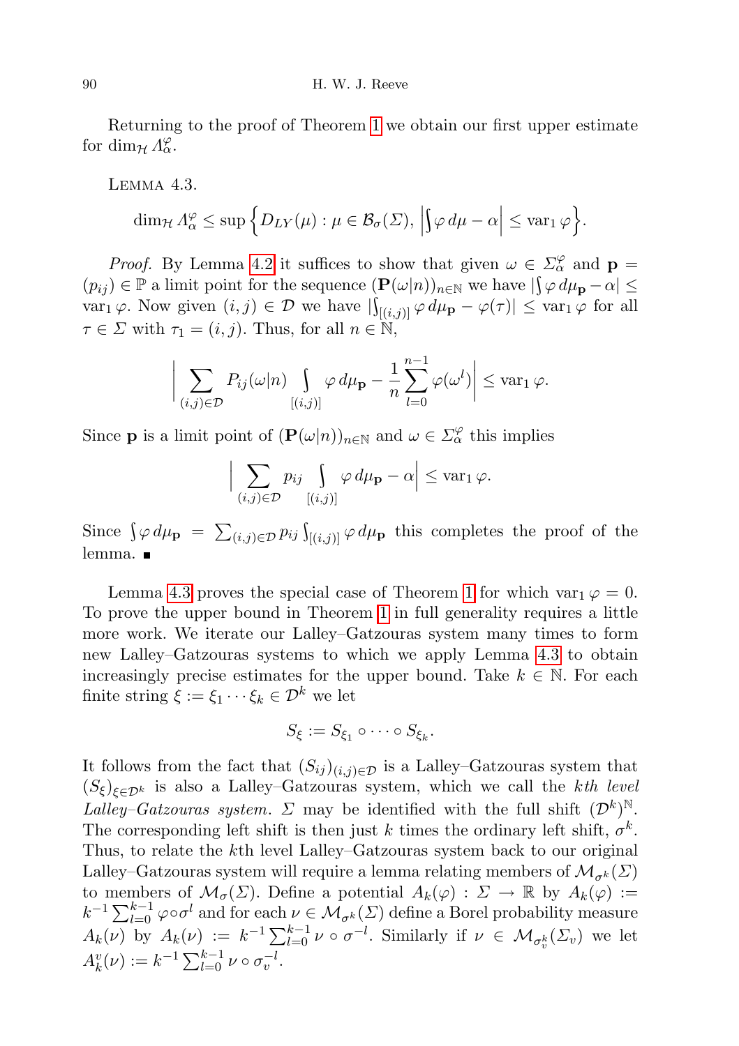Returning to the proof of Theorem 1 we obtain our first upper estimate for $\dim_{\mathcal{H}} \Lambda_\alpha^\varphi$.

LEMMA 4.3.

$$\dim_{\mathcal{H}} \Lambda_\alpha^\varphi \le \sup \Big\{ D_{LY}(\mu) : \mu \in \mathcal{B}_\sigma(\Sigma),\ \Big| \int \varphi \, d\mu - \alpha \Big| \le \operatorname{var}_1 \varphi \Big\}.$$

*Proof.* By Lemma 4.2 it suffices to show that given $\omega \in \Sigma_\alpha^\varphi$ and $\mathbf{p} = (p_{ij}) \in \mathbb{P}$ a limit point for the sequence $(\mathbf{P}(\omega|n))_{n\in\mathbb{N}}$ we have $|\int \varphi \, d\mu_{\mathbf{p}} - \alpha| \le \operatorname{var}_1 \varphi$. Now given $(i,j) \in \mathcal{D}$ we have $|\int_{[(i,j)]} \varphi \, d\mu_{\mathbf{p}} - \varphi(\tau)| \le \operatorname{var}_1 \varphi$ for all $\tau \in \Sigma$ with $\tau_1 = (i,j)$. Thus, for all $n \in \mathbb{N}$,

$$\Big| \sum_{(i,j)\in\mathcal{D}} P_{ij}(\omega|n) \int_{[(i,j)]} \varphi \, d\mu_{\mathbf{p}} - \frac{1}{n} \sum_{l=0}^{n-1} \varphi(\omega^l) \Big| \le \operatorname{var}_1 \varphi.$$

Since $\mathbf{p}$ is a limit point of $(\mathbf{P}(\omega|n))_{n\in\mathbb{N}}$ and $\omega \in \Sigma_\alpha^\varphi$ this implies

$$\Big| \sum_{(i,j)\in\mathcal{D}} p_{ij} \int_{[(i,j)]} \varphi \, d\mu_{\mathbf{p}} - \alpha \Big| \le \operatorname{var}_1 \varphi.$$

Since $\int \varphi \, d\mu_{\mathbf{p}} = \sum_{(i,j)\in\mathcal{D}} p_{ij} \int_{[(i,j)]} \varphi \, d\mu_{\mathbf{p}}$ this completes the proof of the lemma. ∎

Lemma 4.3 proves the special case of Theorem 1 for which $\operatorname{var}_1 \varphi = 0$. To prove the upper bound in Theorem 1 in full generality requires a little more work. We iterate our Lalley–Gatzouras system many times to form new Lalley–Gatzouras systems to which we apply Lemma 4.3 to obtain increasingly precise estimates for the upper bound. Take $k \in \mathbb{N}$. For each finite string $\xi := \xi_1 \cdots \xi_k \in \mathcal{D}^k$ we let

$$S_\xi := S_{\xi_1} \circ \cdots \circ S_{\xi_k}.$$

It follows from the fact that $(S_{ij})_{(i,j)\in\mathcal{D}}$ is a Lalley–Gatzouras system that $(S_\xi)_{\xi\in\mathcal{D}^k}$ is also a Lalley–Gatzouras system, which we call the *kth level Lalley–Gatzouras system*. $\Sigma$ may be identified with the full shift $(\mathcal{D}^k)^{\mathbb{N}}$. The corresponding left shift is then just $k$ times the ordinary left shift, $\sigma^k$. Thus, to relate the $k$th level Lalley–Gatzouras system back to our original Lalley–Gatzouras system will require a lemma relating members of $\mathcal{M}_{\sigma^k}(\Sigma)$ to members of $\mathcal{M}_\sigma(\Sigma)$. Define a potential $A_k(\varphi) : \Sigma \to \mathbb{R}$ by $A_k(\varphi) := k^{-1} \sum_{l=0}^{k-1} \varphi \circ \sigma^l$ and for each $\nu \in \mathcal{M}_{\sigma^k}(\Sigma)$ define a Borel probability measure $A_k(\nu)$ by $A_k(\nu) := k^{-1} \sum_{l=0}^{k-1} \nu \circ \sigma^{-l}$. Similarly if $\nu \in \mathcal{M}_{\sigma_v^k}(\Sigma_v)$ we let $A_k^v(\nu) := k^{-1} \sum_{l=0}^{k-1} \nu \circ \sigma_v^{-l}$.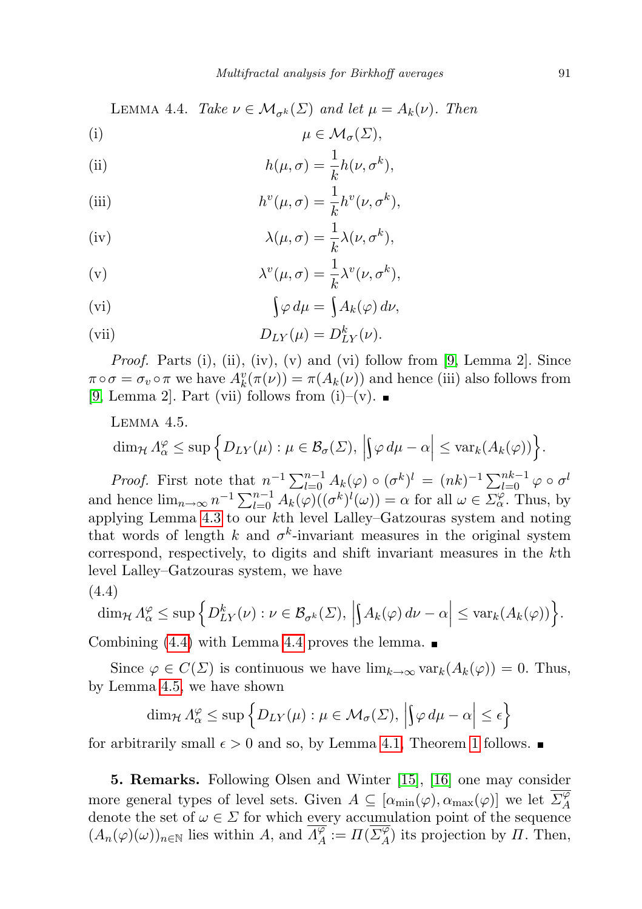Lemma 4.4. *Take $\nu \in \mathcal{M}_{\sigma^k}(\Sigma)$ and let $\mu = A_k(\nu)$. Then*

(i)
$$\mu \in \mathcal{M}_\sigma(\Sigma),$$

(ii)
$$h(\mu,\sigma) = \frac{1}{k} h(\nu,\sigma^k),$$

(iii)
$$h^v(\mu,\sigma) = \frac{1}{k} h^v(\nu,\sigma^k),$$

(iv)
$$\lambda(\mu,\sigma) = \frac{1}{k} \lambda(\nu,\sigma^k),$$

(v)
$$\lambda^v(\mu,\sigma) = \frac{1}{k} \lambda^v(\nu,\sigma^k),$$

(vi)
$$\int \varphi \, d\mu = \int A_k(\varphi)\, d\nu,$$

(vii)
$$D_{LY}(\mu) = D^k_{LY}(\nu).$$

*Proof.* Parts (i), (ii), (iv), (v) and (vi) follow from [9, Lemma 2]. Since $\pi \circ \sigma = \sigma_v \circ \pi$ we have $A^v_k(\pi(\nu)) = \pi(A_k(\nu))$ and hence (iii) also follows from [9, Lemma 2]. Part (vii) follows from (i)–(v). ∎

Lemma 4.5.
$$\dim_{\mathcal{H}} \Lambda^\varphi_\alpha \le \sup\Big\{ D_{LY}(\mu) : \mu \in \mathcal{B}_\sigma(\Sigma),\ \Big|\int \varphi\, d\mu - \alpha\Big| \le \mathrm{var}_k(A_k(\varphi))\Big\}.$$

*Proof.* First note that $n^{-1}\sum_{l=0}^{n-1} A_k(\varphi)\circ(\sigma^k)^l = (nk)^{-1}\sum_{l=0}^{nk-1}\varphi\circ\sigma^l$ and hence $\lim_{n\to\infty} n^{-1}\sum_{l=0}^{n-1} A_k(\varphi)((\sigma^k)^l(\omega)) = \alpha$ for all $\omega \in \Sigma^\varphi_\alpha$. Thus, by applying Lemma 4.3 to our $k$th level Lalley–Gatzouras system and noting that words of length $k$ and $\sigma^k$-invariant measures in the original system correspond, respectively, to digits and shift invariant measures in the $k$th level Lalley–Gatzouras system, we have

(4.4)
$$\dim_{\mathcal{H}} \Lambda^\varphi_\alpha \le \sup\Big\{ D^k_{LY}(\nu) : \nu \in \mathcal{B}_{\sigma^k}(\Sigma),\ \Big|\int A_k(\varphi)\, d\nu - \alpha\Big| \le \mathrm{var}_k(A_k(\varphi))\Big\}.$$

Combining (4.4) with Lemma 4.4 proves the lemma. ∎

Since $\varphi \in C(\Sigma)$ is continuous we have $\lim_{k\to\infty} \mathrm{var}_k(A_k(\varphi)) = 0$. Thus, by Lemma 4.5, we have shown

$$\dim_{\mathcal{H}} \Lambda^\varphi_\alpha \le \sup\Big\{ D_{LY}(\mu) : \mu \in \mathcal{M}_\sigma(\Sigma),\ \Big|\int \varphi\, d\mu - \alpha\Big| \le \epsilon\Big\}$$

for arbitrarily small $\epsilon > 0$ and so, by Lemma 4.1, Theorem 1 follows. ∎

**5. Remarks.** Following Olsen and Winter [15], [16] one may consider more general types of level sets. Given $A \subseteq [\alpha_{\min}(\varphi), \alpha_{\max}(\varphi)]$ we let $\overline{\Sigma^\varphi_A}$ denote the set of $\omega \in \Sigma$ for which every accumulation point of the sequence $(A_n(\varphi)(\omega))_{n\in\mathbb{N}}$ lies within $A$, and $\overline{\Lambda^\varphi_A} := \Pi(\overline{\Sigma^\varphi_A})$ its projection by $\Pi$. Then,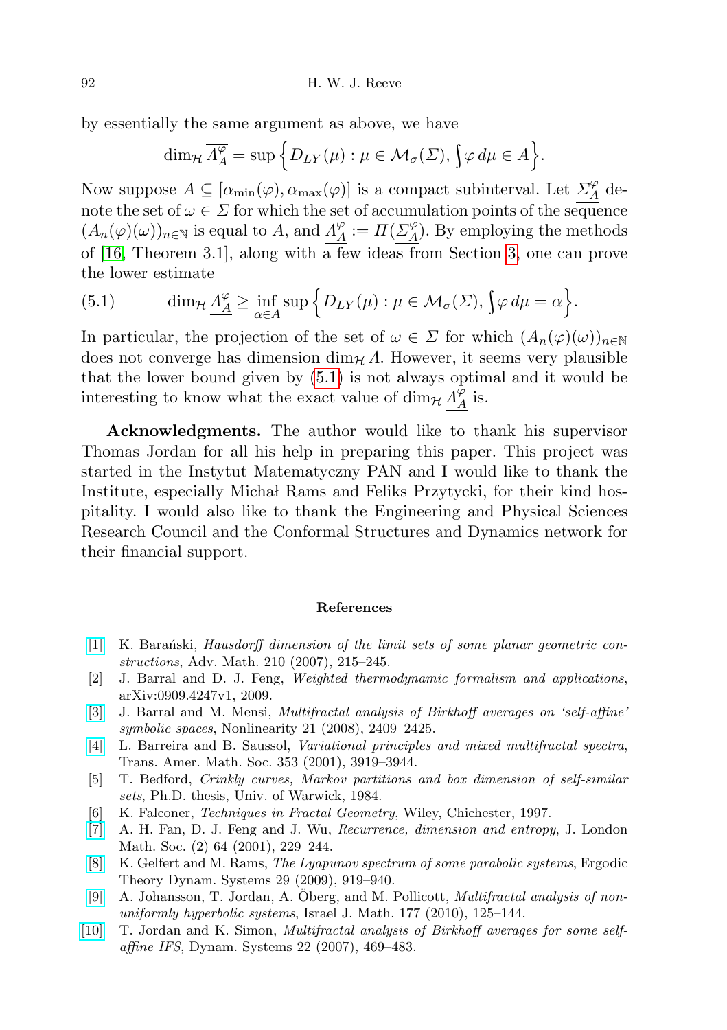by essentially the same argument as above, we have

$$\dim_{\mathcal{H}} \overline{\Lambda_A^{\varphi}} = \sup\Big\{D_{LY}(\mu) : \mu \in \mathcal{M}_\sigma(\Sigma), \int \varphi \, d\mu \in A\Big\}.$$

Now suppose $A \subseteq [\alpha_{\min}(\varphi), \alpha_{\max}(\varphi)]$ is a compact subinterval. Let $\underline{\Sigma_A^{\varphi}}$ denote the set of $\omega \in \Sigma$ for which the set of accumulation points of the sequence $(A_n(\varphi)(\omega))_{n\in\mathbb{N}}$ is equal to $A$, and $\underline{\Lambda_A^{\varphi}} := \Pi(\underline{\Sigma_A^{\varphi}})$. By employing the methods of [16, Theorem 3.1], along with a few ideas from Section 3, one can prove the lower estimate

$$\dim_{\mathcal{H}} \underline{\Lambda_A^{\varphi}} \geq \inf_{\alpha \in A} \sup\Big\{D_{LY}(\mu) : \mu \in \mathcal{M}_\sigma(\Sigma), \int \varphi \, d\mu = \alpha\Big\}. \tag{5.1}$$

In particular, the projection of the set of $\omega \in \Sigma$ for which $(A_n(\varphi)(\omega))_{n\in\mathbb{N}}$ does not converge has dimension $\dim_{\mathcal{H}} \Lambda$. However, it seems very plausible that the lower bound given by (5.1) is not always optimal and it would be interesting to know what the exact value of $\dim_{\mathcal{H}} \underline{\Lambda_A^{\varphi}}$ is.

**Acknowledgments.** The author would like to thank his supervisor Thomas Jordan for all his help in preparing this paper. This project was started in the Instytut Matematyczny PAN and I would like to thank the Institute, especially Michał Rams and Feliks Przytycki, for their kind hospitality. I would also like to thank the Engineering and Physical Sciences Research Council and the Conformal Structures and Dynamics network for their financial support.

## References

[1] K. Barański, *Hausdorff dimension of the limit sets of some planar geometric constructions*, Adv. Math. 210 (2007), 215–245.

[2] J. Barral and D. J. Feng, *Weighted thermodynamic formalism and applications*, arXiv:0909.4247v1, 2009.

[3] J. Barral and M. Mensi, *Multifractal analysis of Birkhoff averages on 'self-affine' symbolic spaces*, Nonlinearity 21 (2008), 2409–2425.

[4] L. Barreira and B. Saussol, *Variational principles and mixed multifractal spectra*, Trans. Amer. Math. Soc. 353 (2001), 3919–3944.

[5] T. Bedford, *Crinkly curves, Markov partitions and box dimension of self-similar sets*, Ph.D. thesis, Univ. of Warwick, 1984.

[6] K. Falconer, *Techniques in Fractal Geometry*, Wiley, Chichester, 1997.

[7] A. H. Fan, D. J. Feng and J. Wu, *Recurrence, dimension and entropy*, J. London Math. Soc. (2) 64 (2001), 229–244.

[8] K. Gelfert and M. Rams, *The Lyapunov spectrum of some parabolic systems*, Ergodic Theory Dynam. Systems 29 (2009), 919–940.

[9] A. Johansson, T. Jordan, A. Öberg, and M. Pollicott, *Multifractal analysis of non-uniformly hyperbolic systems*, Israel J. Math. 177 (2010), 125–144.

[10] T. Jordan and K. Simon, *Multifractal analysis of Birkhoff averages for some self-affine IFS*, Dynam. Systems 22 (2007), 469–483.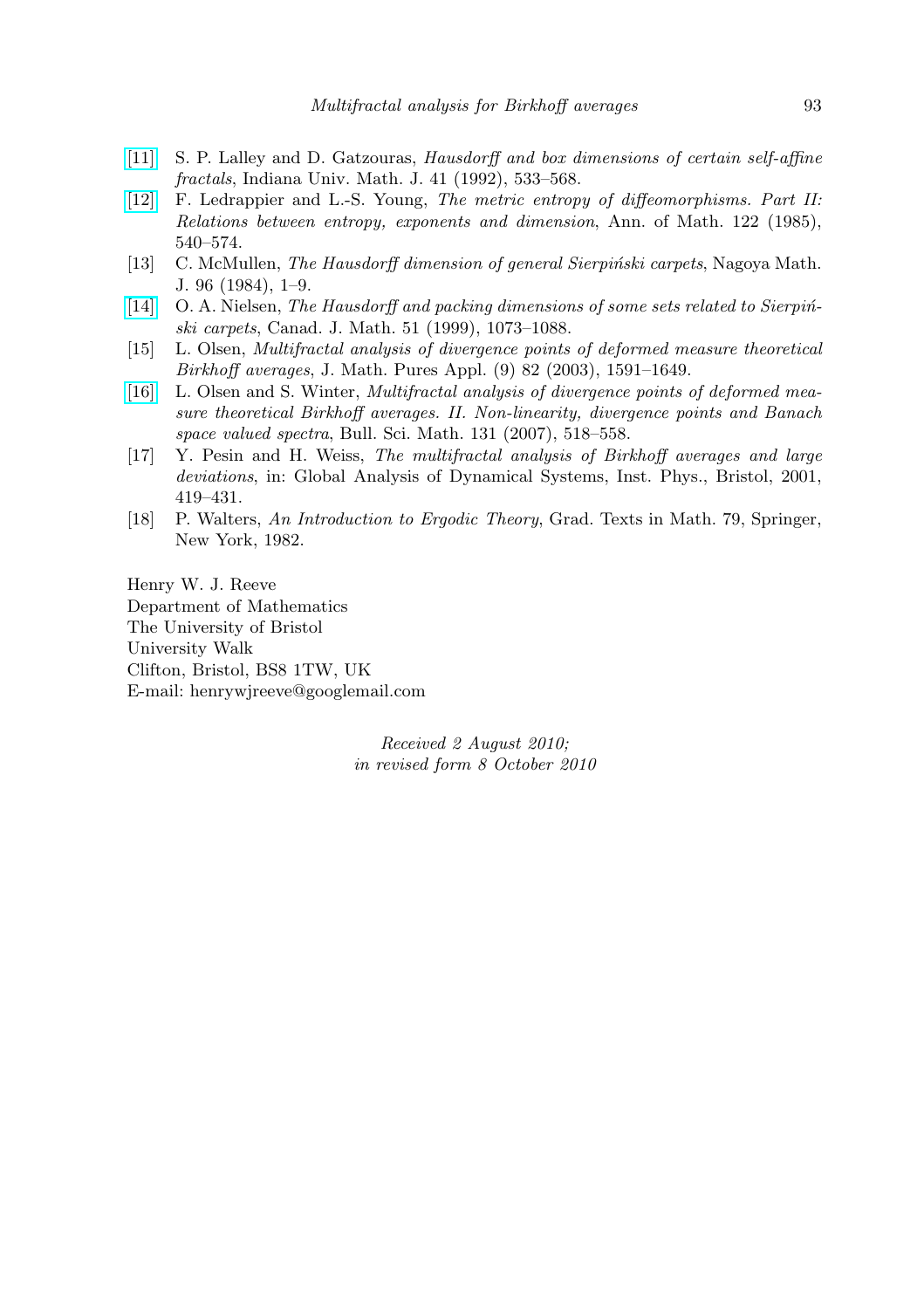[11] S. P. Lalley and D. Gatzouras, *Hausdorff and box dimensions of certain self-affine fractals*, Indiana Univ. Math. J. 41 (1992), 533–568.

[12] F. Ledrappier and L.-S. Young, *The metric entropy of diffeomorphisms. Part II: Relations between entropy, exponents and dimension*, Ann. of Math. 122 (1985), 540–574.

[13] C. McMullen, *The Hausdorff dimension of general Sierpiński carpets*, Nagoya Math. J. 96 (1984), 1–9.

[14] O. A. Nielsen, *The Hausdorff and packing dimensions of some sets related to Sierpiński carpets*, Canad. J. Math. 51 (1999), 1073–1088.

[15] L. Olsen, *Multifractal analysis of divergence points of deformed measure theoretical Birkhoff averages*, J. Math. Pures Appl. (9) 82 (2003), 1591–1649.

[16] L. Olsen and S. Winter, *Multifractal analysis of divergence points of deformed measure theoretical Birkhoff averages. II. Non-linearity, divergence points and Banach space valued spectra*, Bull. Sci. Math. 131 (2007), 518–558.

[17] Y. Pesin and H. Weiss, *The multifractal analysis of Birkhoff averages and large deviations*, in: Global Analysis of Dynamical Systems, Inst. Phys., Bristol, 2001, 419–431.

[18] P. Walters, *An Introduction to Ergodic Theory*, Grad. Texts in Math. 79, Springer, New York, 1982.

Henry W. J. Reeve
Department of Mathematics
The University of Bristol
University Walk
Clifton, Bristol, BS8 1TW, UK
E-mail: henrywjreeve@googlemail.com

*Received 2 August 2010;*
*in revised form 8 October 2010*